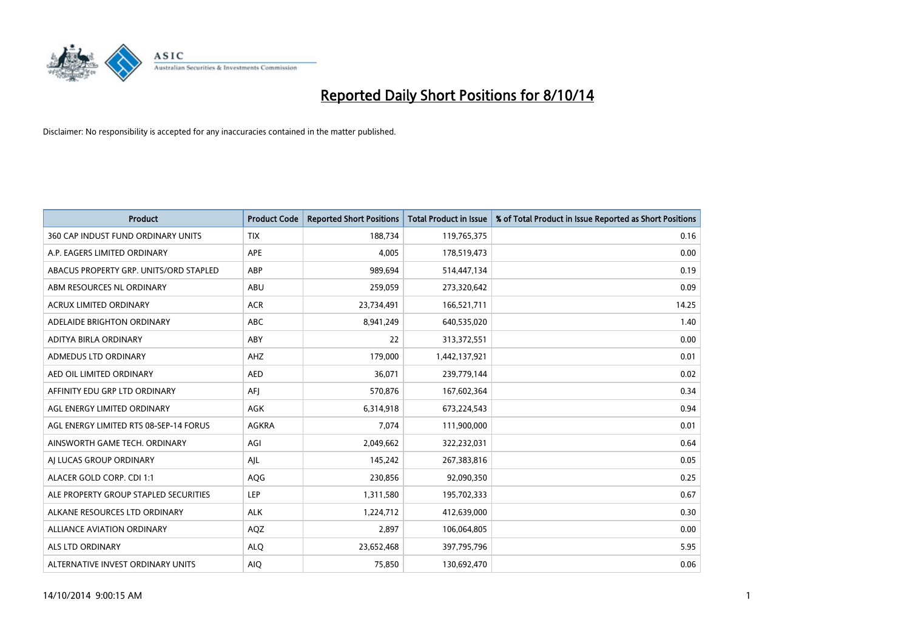# Reported Daily Short Positions for 8/10/14

Disclaimer: No responsibility is accepted for any inaccuracies contained in the matter published.

| Product | Product Code | Reported Short Positions | Total Product in Issue | % of Total Product in Issue Reported as Short Positions |
|---|---|---|---|---|
| 360 CAP INDUST FUND ORDINARY UNITS | TIX | 188,734 | 119,765,375 | 0.16 |
| A.P. EAGERS LIMITED ORDINARY | APE | 4,005 | 178,519,473 | 0.00 |
| ABACUS PROPERTY GRP. UNITS/ORD STAPLED | ABP | 989,694 | 514,447,134 | 0.19 |
| ABM RESOURCES NL ORDINARY | ABU | 259,059 | 273,320,642 | 0.09 |
| ACRUX LIMITED ORDINARY | ACR | 23,734,491 | 166,521,711 | 14.25 |
| ADELAIDE BRIGHTON ORDINARY | ABC | 8,941,249 | 640,535,020 | 1.40 |
| ADITYA BIRLA ORDINARY | ABY | 22 | 313,372,551 | 0.00 |
| ADMEDUS LTD ORDINARY | AHZ | 179,000 | 1,442,137,921 | 0.01 |
| AED OIL LIMITED ORDINARY | AED | 36,071 | 239,779,144 | 0.02 |
| AFFINITY EDU GRP LTD ORDINARY | AFJ | 570,876 | 167,602,364 | 0.34 |
| AGL ENERGY LIMITED ORDINARY | AGK | 6,314,918 | 673,224,543 | 0.94 |
| AGL ENERGY LIMITED RTS 08-SEP-14 FORUS | AGKRA | 7,074 | 111,900,000 | 0.01 |
| AINSWORTH GAME TECH. ORDINARY | AGI | 2,049,662 | 322,232,031 | 0.64 |
| AJ LUCAS GROUP ORDINARY | AJL | 145,242 | 267,383,816 | 0.05 |
| ALACER GOLD CORP. CDI 1:1 | AQG | 230,856 | 92,090,350 | 0.25 |
| ALE PROPERTY GROUP STAPLED SECURITIES | LEP | 1,311,580 | 195,702,333 | 0.67 |
| ALKANE RESOURCES LTD ORDINARY | ALK | 1,224,712 | 412,639,000 | 0.30 |
| ALLIANCE AVIATION ORDINARY | AQZ | 2,897 | 106,064,805 | 0.00 |
| ALS LTD ORDINARY | ALQ | 23,652,468 | 397,795,796 | 5.95 |
| ALTERNATIVE INVEST ORDINARY UNITS | AIQ | 75,850 | 130,692,470 | 0.06 |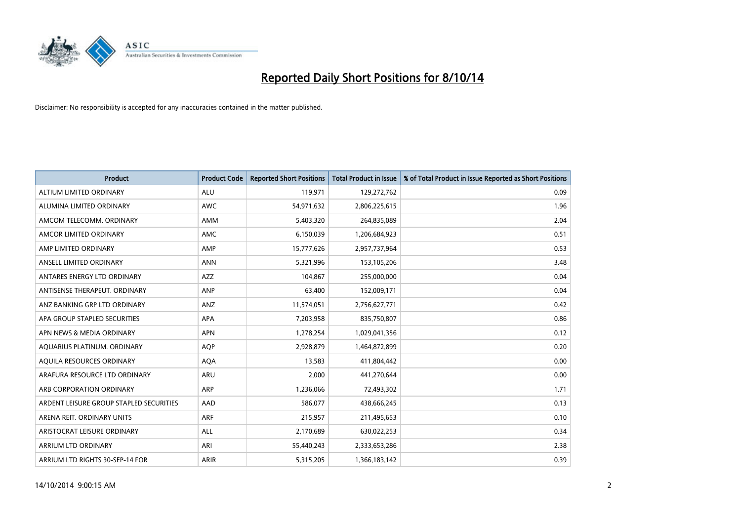# Reported Daily Short Positions for 8/10/14

Disclaimer: No responsibility is accepted for any inaccuracies contained in the matter published.

| Product | Product Code | Reported Short Positions | Total Product in Issue | % of Total Product in Issue Reported as Short Positions |
|---|---|---|---|---|
| ALTIUM LIMITED ORDINARY | ALU | 119,971 | 129,272,762 | 0.09 |
| ALUMINA LIMITED ORDINARY | AWC | 54,971,632 | 2,806,225,615 | 1.96 |
| AMCOM TELECOMM. ORDINARY | AMM | 5,403,320 | 264,835,089 | 2.04 |
| AMCOR LIMITED ORDINARY | AMC | 6,150,039 | 1,206,684,923 | 0.51 |
| AMP LIMITED ORDINARY | AMP | 15,777,626 | 2,957,737,964 | 0.53 |
| ANSELL LIMITED ORDINARY | ANN | 5,321,996 | 153,105,206 | 3.48 |
| ANTARES ENERGY LTD ORDINARY | AZZ | 104,867 | 255,000,000 | 0.04 |
| ANTISENSE THERAPEUT. ORDINARY | ANP | 63,400 | 152,009,171 | 0.04 |
| ANZ BANKING GRP LTD ORDINARY | ANZ | 11,574,051 | 2,756,627,771 | 0.42 |
| APA GROUP STAPLED SECURITIES | APA | 7,203,958 | 835,750,807 | 0.86 |
| APN NEWS & MEDIA ORDINARY | APN | 1,278,254 | 1,029,041,356 | 0.12 |
| AQUARIUS PLATINUM. ORDINARY | AQP | 2,928,879 | 1,464,872,899 | 0.20 |
| AQUILA RESOURCES ORDINARY | AQA | 13,583 | 411,804,442 | 0.00 |
| ARAFURA RESOURCE LTD ORDINARY | ARU | 2,000 | 441,270,644 | 0.00 |
| ARB CORPORATION ORDINARY | ARP | 1,236,066 | 72,493,302 | 1.71 |
| ARDENT LEISURE GROUP STAPLED SECURITIES | AAD | 586,077 | 438,666,245 | 0.13 |
| ARENA REIT. ORDINARY UNITS | ARF | 215,957 | 211,495,653 | 0.10 |
| ARISTOCRAT LEISURE ORDINARY | ALL | 2,170,689 | 630,022,253 | 0.34 |
| ARRIUM LTD ORDINARY | ARI | 55,440,243 | 2,333,653,286 | 2.38 |
| ARRIUM LTD RIGHTS 30-SEP-14 FOR | ARIR | 5,315,205 | 1,366,183,142 | 0.39 |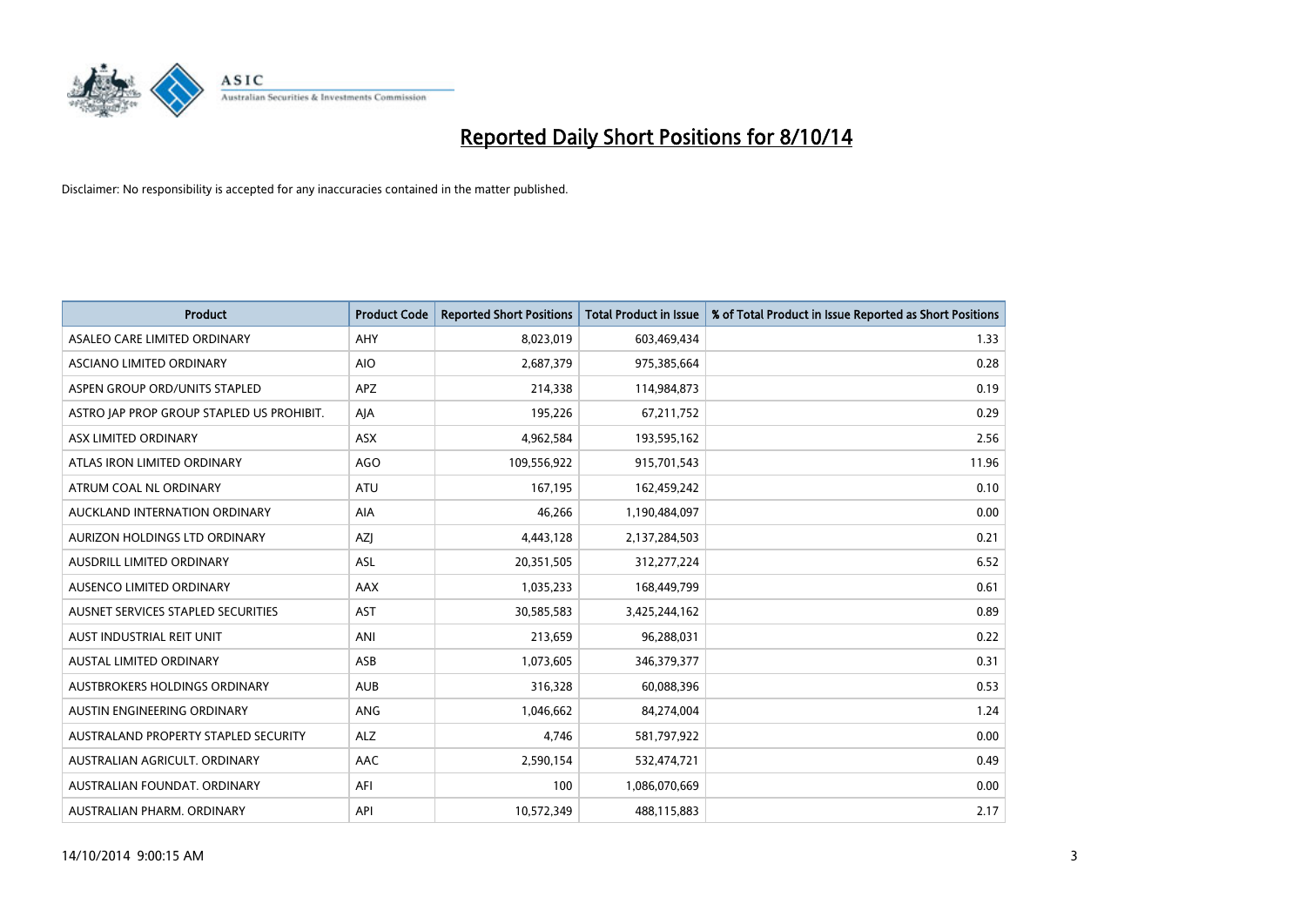# Reported Daily Short Positions for 8/10/14

Disclaimer: No responsibility is accepted for any inaccuracies contained in the matter published.

| Product | Product Code | Reported Short Positions | Total Product in Issue | % of Total Product in Issue Reported as Short Positions |
|---|---|---|---|---|
| ASALEO CARE LIMITED ORDINARY | AHY | 8,023,019 | 603,469,434 | 1.33 |
| ASCIANO LIMITED ORDINARY | AIO | 2,687,379 | 975,385,664 | 0.28 |
| ASPEN GROUP ORD/UNITS STAPLED | APZ | 214,338 | 114,984,873 | 0.19 |
| ASTRO JAP PROP GROUP STAPLED US PROHIBIT. | AJA | 195,226 | 67,211,752 | 0.29 |
| ASX LIMITED ORDINARY | ASX | 4,962,584 | 193,595,162 | 2.56 |
| ATLAS IRON LIMITED ORDINARY | AGO | 109,556,922 | 915,701,543 | 11.96 |
| ATRUM COAL NL ORDINARY | ATU | 167,195 | 162,459,242 | 0.10 |
| AUCKLAND INTERNATION ORDINARY | AIA | 46,266 | 1,190,484,097 | 0.00 |
| AURIZON HOLDINGS LTD ORDINARY | AZJ | 4,443,128 | 2,137,284,503 | 0.21 |
| AUSDRILL LIMITED ORDINARY | ASL | 20,351,505 | 312,277,224 | 6.52 |
| AUSENCO LIMITED ORDINARY | AAX | 1,035,233 | 168,449,799 | 0.61 |
| AUSNET SERVICES STAPLED SECURITIES | AST | 30,585,583 | 3,425,244,162 | 0.89 |
| AUST INDUSTRIAL REIT UNIT | ANI | 213,659 | 96,288,031 | 0.22 |
| AUSTAL LIMITED ORDINARY | ASB | 1,073,605 | 346,379,377 | 0.31 |
| AUSTBROKERS HOLDINGS ORDINARY | AUB | 316,328 | 60,088,396 | 0.53 |
| AUSTIN ENGINEERING ORDINARY | ANG | 1,046,662 | 84,274,004 | 1.24 |
| AUSTRALAND PROPERTY STAPLED SECURITY | ALZ | 4,746 | 581,797,922 | 0.00 |
| AUSTRALIAN AGRICULT. ORDINARY | AAC | 2,590,154 | 532,474,721 | 0.49 |
| AUSTRALIAN FOUNDAT. ORDINARY | AFI | 100 | 1,086,070,669 | 0.00 |
| AUSTRALIAN PHARM. ORDINARY | API | 10,572,349 | 488,115,883 | 2.17 |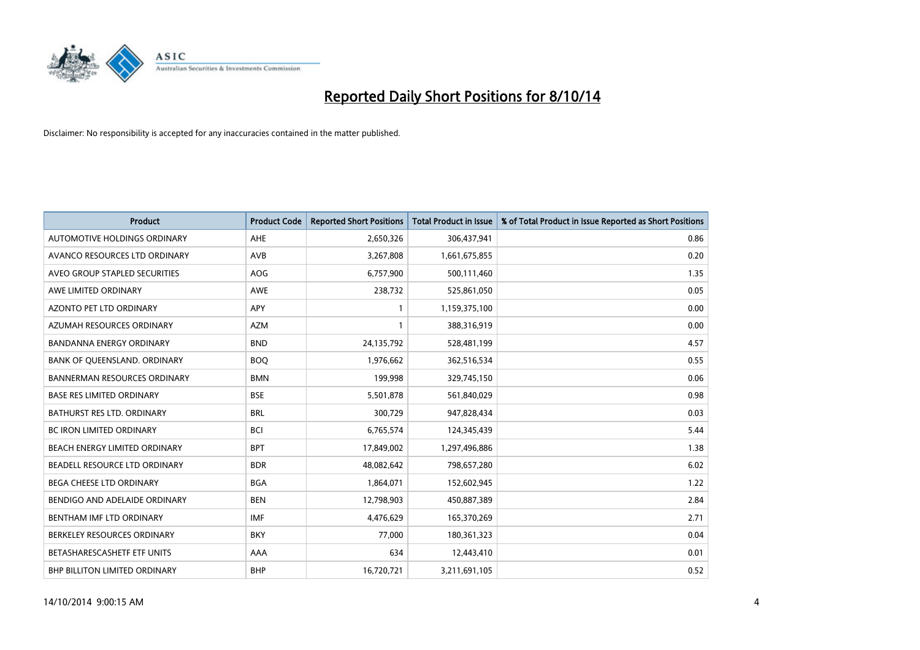# Reported Daily Short Positions for 8/10/14

Disclaimer: No responsibility is accepted for any inaccuracies contained in the matter published.

| Product | Product Code | Reported Short Positions | Total Product in Issue | % of Total Product in Issue Reported as Short Positions |
|---|---|---|---|---|
| AUTOMOTIVE HOLDINGS ORDINARY | AHE | 2,650,326 | 306,437,941 | 0.86 |
| AVANCO RESOURCES LTD ORDINARY | AVB | 3,267,808 | 1,661,675,855 | 0.20 |
| AVEO GROUP STAPLED SECURITIES | AOG | 6,757,900 | 500,111,460 | 1.35 |
| AWE LIMITED ORDINARY | AWE | 238,732 | 525,861,050 | 0.05 |
| AZONTO PET LTD ORDINARY | APY | 1 | 1,159,375,100 | 0.00 |
| AZUMAH RESOURCES ORDINARY | AZM | 1 | 388,316,919 | 0.00 |
| BANDANNA ENERGY ORDINARY | BND | 24,135,792 | 528,481,199 | 4.57 |
| BANK OF QUEENSLAND. ORDINARY | BOQ | 1,976,662 | 362,516,534 | 0.55 |
| BANNERMAN RESOURCES ORDINARY | BMN | 199,998 | 329,745,150 | 0.06 |
| BASE RES LIMITED ORDINARY | BSE | 5,501,878 | 561,840,029 | 0.98 |
| BATHURST RES LTD. ORDINARY | BRL | 300,729 | 947,828,434 | 0.03 |
| BC IRON LIMITED ORDINARY | BCI | 6,765,574 | 124,345,439 | 5.44 |
| BEACH ENERGY LIMITED ORDINARY | BPT | 17,849,002 | 1,297,496,886 | 1.38 |
| BEADELL RESOURCE LTD ORDINARY | BDR | 48,082,642 | 798,657,280 | 6.02 |
| BEGA CHEESE LTD ORDINARY | BGA | 1,864,071 | 152,602,945 | 1.22 |
| BENDIGO AND ADELAIDE ORDINARY | BEN | 12,798,903 | 450,887,389 | 2.84 |
| BENTHAM IMF LTD ORDINARY | IMF | 4,476,629 | 165,370,269 | 2.71 |
| BERKELEY RESOURCES ORDINARY | BKY | 77,000 | 180,361,323 | 0.04 |
| BETASHARESCASHETF ETF UNITS | AAA | 634 | 12,443,410 | 0.01 |
| BHP BILLITON LIMITED ORDINARY | BHP | 16,720,721 | 3,211,691,105 | 0.52 |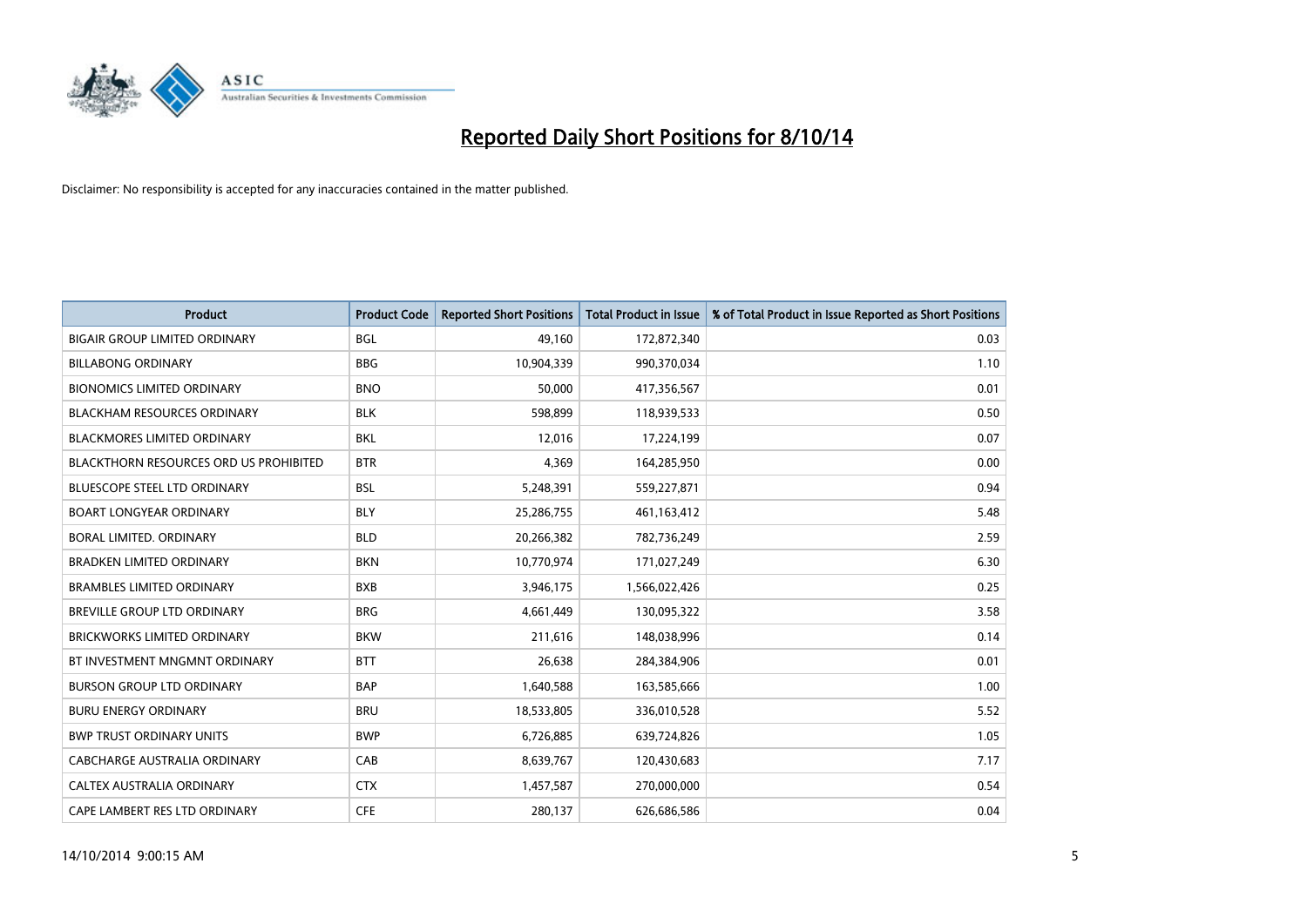# Reported Daily Short Positions for 8/10/14

Disclaimer: No responsibility is accepted for any inaccuracies contained in the matter published.

| Product | Product Code | Reported Short Positions | Total Product in Issue | % of Total Product in Issue Reported as Short Positions |
|---|---|---|---|---|
| BIGAIR GROUP LIMITED ORDINARY | BGL | 49,160 | 172,872,340 | 0.03 |
| BILLABONG ORDINARY | BBG | 10,904,339 | 990,370,034 | 1.10 |
| BIONOMICS LIMITED ORDINARY | BNO | 50,000 | 417,356,567 | 0.01 |
| BLACKHAM RESOURCES ORDINARY | BLK | 598,899 | 118,939,533 | 0.50 |
| BLACKMORES LIMITED ORDINARY | BKL | 12,016 | 17,224,199 | 0.07 |
| BLACKTHORN RESOURCES ORD US PROHIBITED | BTR | 4,369 | 164,285,950 | 0.00 |
| BLUESCOPE STEEL LTD ORDINARY | BSL | 5,248,391 | 559,227,871 | 0.94 |
| BOART LONGYEAR ORDINARY | BLY | 25,286,755 | 461,163,412 | 5.48 |
| BORAL LIMITED. ORDINARY | BLD | 20,266,382 | 782,736,249 | 2.59 |
| BRADKEN LIMITED ORDINARY | BKN | 10,770,974 | 171,027,249 | 6.30 |
| BRAMBLES LIMITED ORDINARY | BXB | 3,946,175 | 1,566,022,426 | 0.25 |
| BREVILLE GROUP LTD ORDINARY | BRG | 4,661,449 | 130,095,322 | 3.58 |
| BRICKWORKS LIMITED ORDINARY | BKW | 211,616 | 148,038,996 | 0.14 |
| BT INVESTMENT MNGMNT ORDINARY | BTT | 26,638 | 284,384,906 | 0.01 |
| BURSON GROUP LTD ORDINARY | BAP | 1,640,588 | 163,585,666 | 1.00 |
| BURU ENERGY ORDINARY | BRU | 18,533,805 | 336,010,528 | 5.52 |
| BWP TRUST ORDINARY UNITS | BWP | 6,726,885 | 639,724,826 | 1.05 |
| CABCHARGE AUSTRALIA ORDINARY | CAB | 8,639,767 | 120,430,683 | 7.17 |
| CALTEX AUSTRALIA ORDINARY | CTX | 1,457,587 | 270,000,000 | 0.54 |
| CAPE LAMBERT RES LTD ORDINARY | CFE | 280,137 | 626,686,586 | 0.04 |

14/10/2014 9:00:15 AM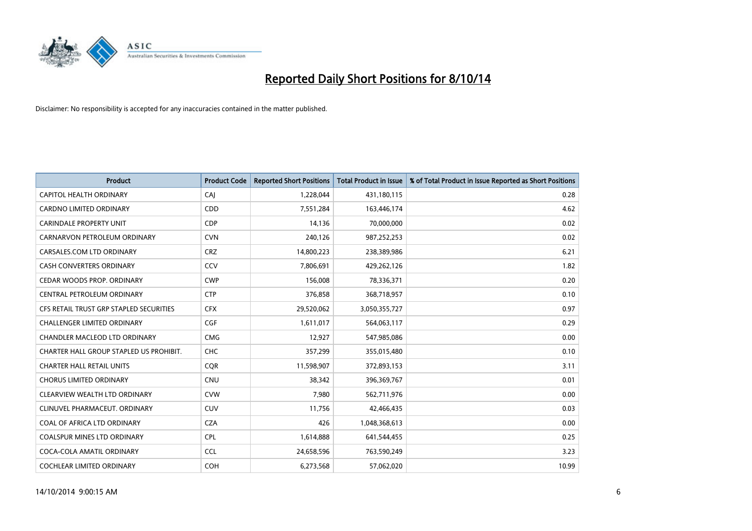# Reported Daily Short Positions for 8/10/14

Disclaimer: No responsibility is accepted for any inaccuracies contained in the matter published.

| Product | Product Code | Reported Short Positions | Total Product in Issue | % of Total Product in Issue Reported as Short Positions |
|---|---|---|---|---|
| CAPITOL HEALTH ORDINARY | CAJ | 1,228,044 | 431,180,115 | 0.28 |
| CARDNO LIMITED ORDINARY | CDD | 7,551,284 | 163,446,174 | 4.62 |
| CARINDALE PROPERTY UNIT | CDP | 14,136 | 70,000,000 | 0.02 |
| CARNARVON PETROLEUM ORDINARY | CVN | 240,126 | 987,252,253 | 0.02 |
| CARSALES.COM LTD ORDINARY | CRZ | 14,800,223 | 238,389,986 | 6.21 |
| CASH CONVERTERS ORDINARY | CCV | 7,806,691 | 429,262,126 | 1.82 |
| CEDAR WOODS PROP. ORDINARY | CWP | 156,008 | 78,336,371 | 0.20 |
| CENTRAL PETROLEUM ORDINARY | CTP | 376,858 | 368,718,957 | 0.10 |
| CFS RETAIL TRUST GRP STAPLED SECURITIES | CFX | 29,520,062 | 3,050,355,727 | 0.97 |
| CHALLENGER LIMITED ORDINARY | CGF | 1,611,017 | 564,063,117 | 0.29 |
| CHANDLER MACLEOD LTD ORDINARY | CMG | 12,927 | 547,985,086 | 0.00 |
| CHARTER HALL GROUP STAPLED US PROHIBIT. | CHC | 357,299 | 355,015,480 | 0.10 |
| CHARTER HALL RETAIL UNITS | CQR | 11,598,907 | 372,893,153 | 3.11 |
| CHORUS LIMITED ORDINARY | CNU | 38,342 | 396,369,767 | 0.01 |
| CLEARVIEW WEALTH LTD ORDINARY | CVW | 7,980 | 562,711,976 | 0.00 |
| CLINUVEL PHARMACEUT. ORDINARY | CUV | 11,756 | 42,466,435 | 0.03 |
| COAL OF AFRICA LTD ORDINARY | CZA | 426 | 1,048,368,613 | 0.00 |
| COALSPUR MINES LTD ORDINARY | CPL | 1,614,888 | 641,544,455 | 0.25 |
| COCA-COLA AMATIL ORDINARY | CCL | 24,658,596 | 763,590,249 | 3.23 |
| COCHLEAR LIMITED ORDINARY | COH | 6,273,568 | 57,062,020 | 10.99 |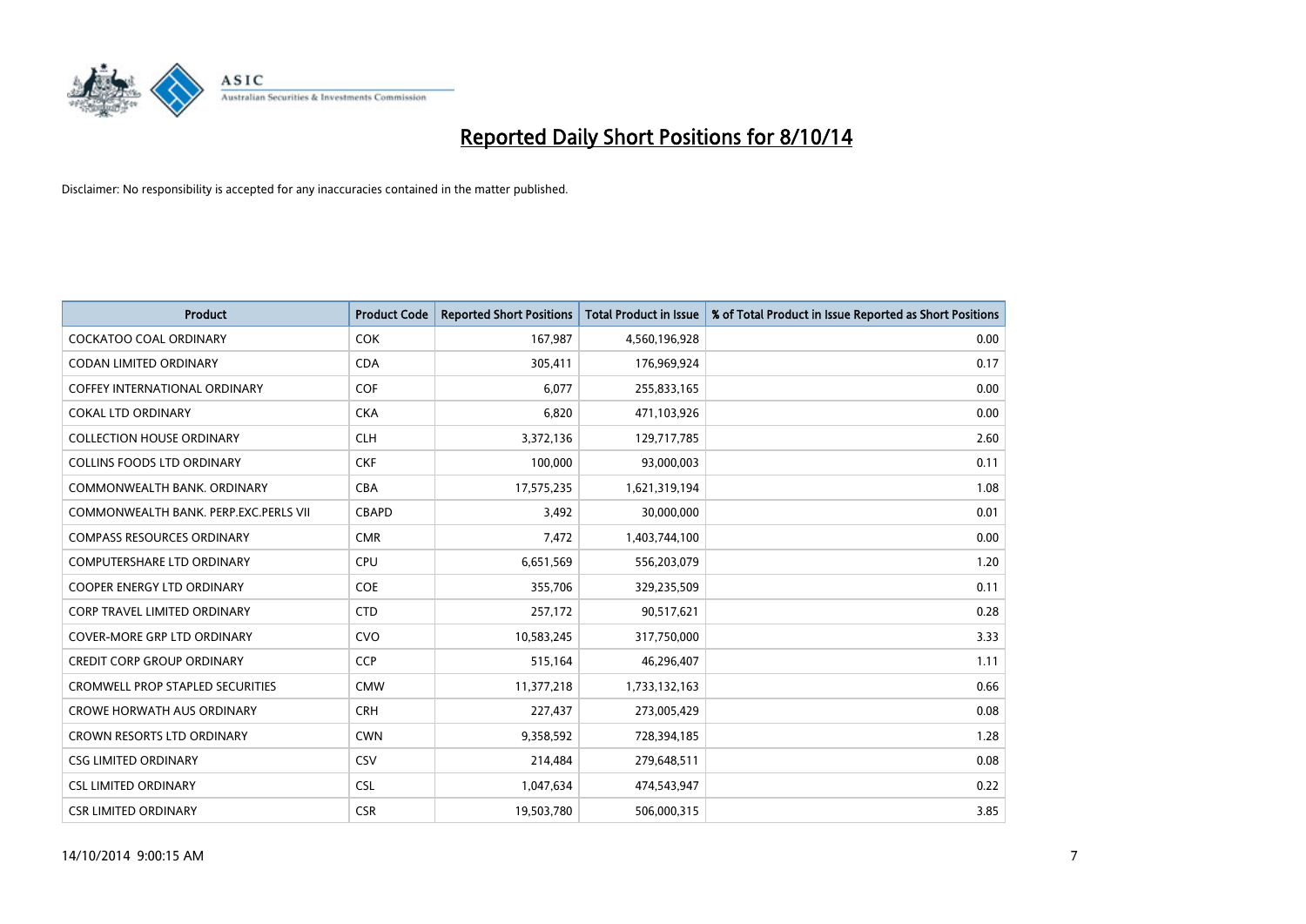# Reported Daily Short Positions for 8/10/14

Disclaimer: No responsibility is accepted for any inaccuracies contained in the matter published.

| Product | Product Code | Reported Short Positions | Total Product in Issue | % of Total Product in Issue Reported as Short Positions |
|---|---|---|---|---|
| COCKATOO COAL ORDINARY | COK | 167,987 | 4,560,196,928 | 0.00 |
| CODAN LIMITED ORDINARY | CDA | 305,411 | 176,969,924 | 0.17 |
| COFFEY INTERNATIONAL ORDINARY | COF | 6,077 | 255,833,165 | 0.00 |
| COKAL LTD ORDINARY | CKA | 6,820 | 471,103,926 | 0.00 |
| COLLECTION HOUSE ORDINARY | CLH | 3,372,136 | 129,717,785 | 2.60 |
| COLLINS FOODS LTD ORDINARY | CKF | 100,000 | 93,000,003 | 0.11 |
| COMMONWEALTH BANK. ORDINARY | CBA | 17,575,235 | 1,621,319,194 | 1.08 |
| COMMONWEALTH BANK. PERP.EXC.PERLS VII | CBAPD | 3,492 | 30,000,000 | 0.01 |
| COMPASS RESOURCES ORDINARY | CMR | 7,472 | 1,403,744,100 | 0.00 |
| COMPUTERSHARE LTD ORDINARY | CPU | 6,651,569 | 556,203,079 | 1.20 |
| COOPER ENERGY LTD ORDINARY | COE | 355,706 | 329,235,509 | 0.11 |
| CORP TRAVEL LIMITED ORDINARY | CTD | 257,172 | 90,517,621 | 0.28 |
| COVER-MORE GRP LTD ORDINARY | CVO | 10,583,245 | 317,750,000 | 3.33 |
| CREDIT CORP GROUP ORDINARY | CCP | 515,164 | 46,296,407 | 1.11 |
| CROMWELL PROP STAPLED SECURITIES | CMW | 11,377,218 | 1,733,132,163 | 0.66 |
| CROWE HORWATH AUS ORDINARY | CRH | 227,437 | 273,005,429 | 0.08 |
| CROWN RESORTS LTD ORDINARY | CWN | 9,358,592 | 728,394,185 | 1.28 |
| CSG LIMITED ORDINARY | CSV | 214,484 | 279,648,511 | 0.08 |
| CSL LIMITED ORDINARY | CSL | 1,047,634 | 474,543,947 | 0.22 |
| CSR LIMITED ORDINARY | CSR | 19,503,780 | 506,000,315 | 3.85 |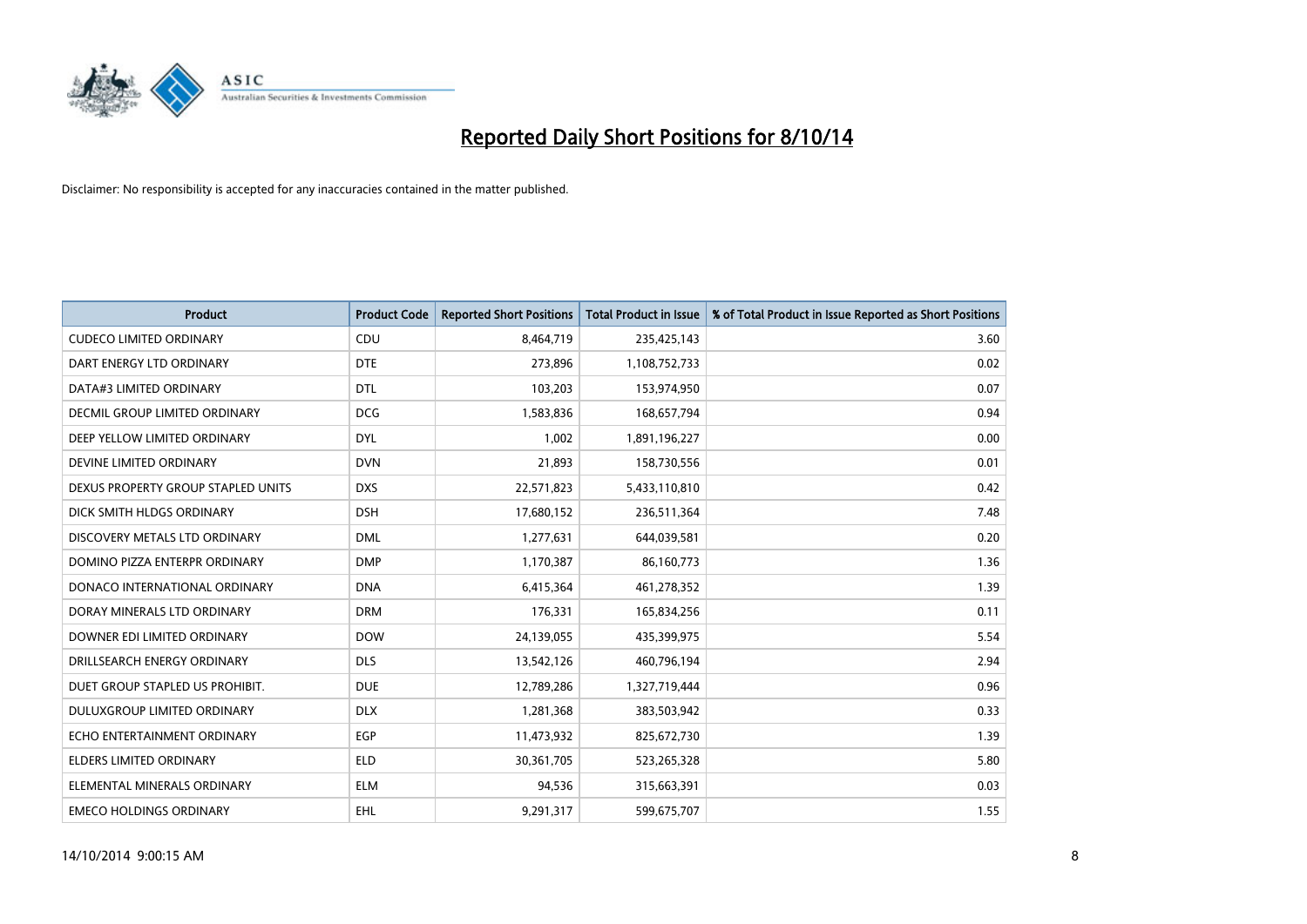# Reported Daily Short Positions for 8/10/14

Disclaimer: No responsibility is accepted for any inaccuracies contained in the matter published.

| Product | Product Code | Reported Short Positions | Total Product in Issue | % of Total Product in Issue Reported as Short Positions |
|---|---|---|---|---|
| CUDECO LIMITED ORDINARY | CDU | 8,464,719 | 235,425,143 | 3.60 |
| DART ENERGY LTD ORDINARY | DTE | 273,896 | 1,108,752,733 | 0.02 |
| DATA#3 LIMITED ORDINARY | DTL | 103,203 | 153,974,950 | 0.07 |
| DECMIL GROUP LIMITED ORDINARY | DCG | 1,583,836 | 168,657,794 | 0.94 |
| DEEP YELLOW LIMITED ORDINARY | DYL | 1,002 | 1,891,196,227 | 0.00 |
| DEVINE LIMITED ORDINARY | DVN | 21,893 | 158,730,556 | 0.01 |
| DEXUS PROPERTY GROUP STAPLED UNITS | DXS | 22,571,823 | 5,433,110,810 | 0.42 |
| DICK SMITH HLDGS ORDINARY | DSH | 17,680,152 | 236,511,364 | 7.48 |
| DISCOVERY METALS LTD ORDINARY | DML | 1,277,631 | 644,039,581 | 0.20 |
| DOMINO PIZZA ENTERPR ORDINARY | DMP | 1,170,387 | 86,160,773 | 1.36 |
| DONACO INTERNATIONAL ORDINARY | DNA | 6,415,364 | 461,278,352 | 1.39 |
| DORAY MINERALS LTD ORDINARY | DRM | 176,331 | 165,834,256 | 0.11 |
| DOWNER EDI LIMITED ORDINARY | DOW | 24,139,055 | 435,399,975 | 5.54 |
| DRILLSEARCH ENERGY ORDINARY | DLS | 13,542,126 | 460,796,194 | 2.94 |
| DUET GROUP STAPLED US PROHIBIT. | DUE | 12,789,286 | 1,327,719,444 | 0.96 |
| DULUXGROUP LIMITED ORDINARY | DLX | 1,281,368 | 383,503,942 | 0.33 |
| ECHO ENTERTAINMENT ORDINARY | EGP | 11,473,932 | 825,672,730 | 1.39 |
| ELDERS LIMITED ORDINARY | ELD | 30,361,705 | 523,265,328 | 5.80 |
| ELEMENTAL MINERALS ORDINARY | ELM | 94,536 | 315,663,391 | 0.03 |
| EMECO HOLDINGS ORDINARY | EHL | 9,291,317 | 599,675,707 | 1.55 |

14/10/2014 9:00:15 AM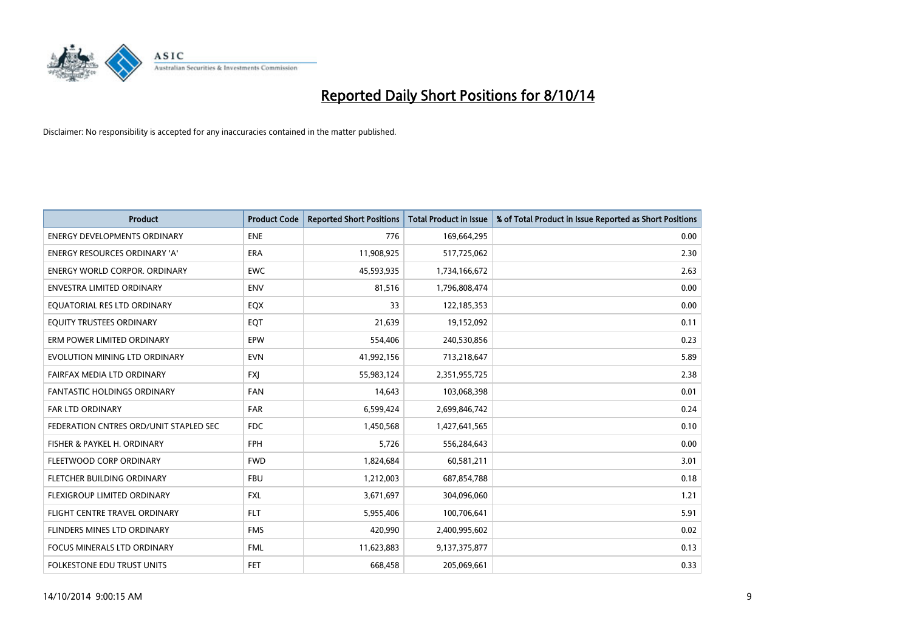# Reported Daily Short Positions for 8/10/14

Disclaimer: No responsibility is accepted for any inaccuracies contained in the matter published.

| Product | Product Code | Reported Short Positions | Total Product in Issue | % of Total Product in Issue Reported as Short Positions |
|---|---|---|---|---|
| ENERGY DEVELOPMENTS ORDINARY | ENE | 776 | 169,664,295 | 0.00 |
| ENERGY RESOURCES ORDINARY 'A' | ERA | 11,908,925 | 517,725,062 | 2.30 |
| ENERGY WORLD CORPOR. ORDINARY | EWC | 45,593,935 | 1,734,166,672 | 2.63 |
| ENVESTRA LIMITED ORDINARY | ENV | 81,516 | 1,796,808,474 | 0.00 |
| EQUATORIAL RES LTD ORDINARY | EQX | 33 | 122,185,353 | 0.00 |
| EQUITY TRUSTEES ORDINARY | EQT | 21,639 | 19,152,092 | 0.11 |
| ERM POWER LIMITED ORDINARY | EPW | 554,406 | 240,530,856 | 0.23 |
| EVOLUTION MINING LTD ORDINARY | EVN | 41,992,156 | 713,218,647 | 5.89 |
| FAIRFAX MEDIA LTD ORDINARY | FXJ | 55,983,124 | 2,351,955,725 | 2.38 |
| FANTASTIC HOLDINGS ORDINARY | FAN | 14,643 | 103,068,398 | 0.01 |
| FAR LTD ORDINARY | FAR | 6,599,424 | 2,699,846,742 | 0.24 |
| FEDERATION CNTRES ORD/UNIT STAPLED SEC | FDC | 1,450,568 | 1,427,641,565 | 0.10 |
| FISHER & PAYKEL H. ORDINARY | FPH | 5,726 | 556,284,643 | 0.00 |
| FLEETWOOD CORP ORDINARY | FWD | 1,824,684 | 60,581,211 | 3.01 |
| FLETCHER BUILDING ORDINARY | FBU | 1,212,003 | 687,854,788 | 0.18 |
| FLEXIGROUP LIMITED ORDINARY | FXL | 3,671,697 | 304,096,060 | 1.21 |
| FLIGHT CENTRE TRAVEL ORDINARY | FLT | 5,955,406 | 100,706,641 | 5.91 |
| FLINDERS MINES LTD ORDINARY | FMS | 420,990 | 2,400,995,602 | 0.02 |
| FOCUS MINERALS LTD ORDINARY | FML | 11,623,883 | 9,137,375,877 | 0.13 |
| FOLKESTONE EDU TRUST UNITS | FET | 668,458 | 205,069,661 | 0.33 |

14/10/2014 9:00:15 AM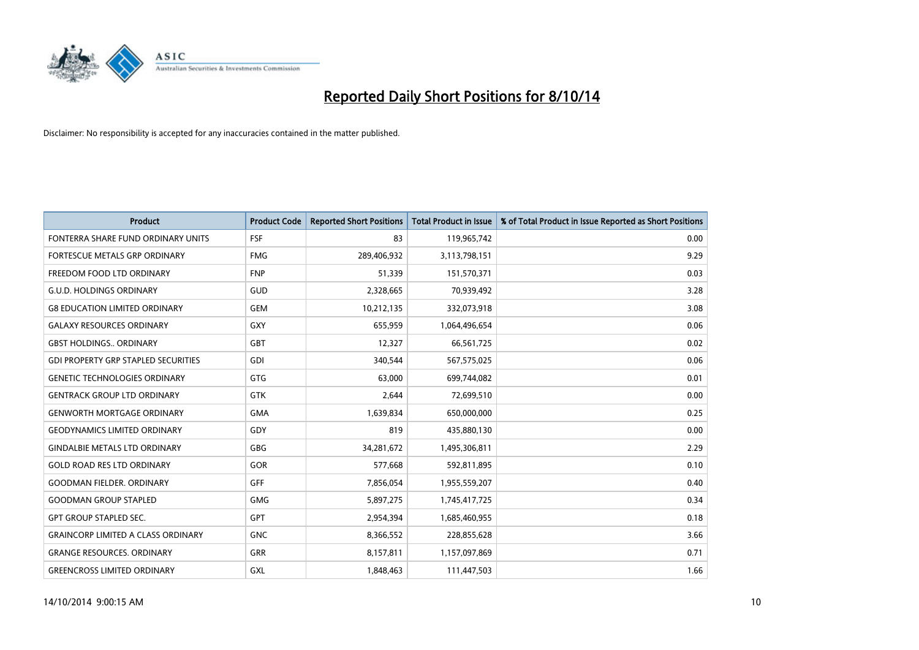# Reported Daily Short Positions for 8/10/14

Disclaimer: No responsibility is accepted for any inaccuracies contained in the matter published.

| Product | Product Code | Reported Short Positions | Total Product in Issue | % of Total Product in Issue Reported as Short Positions |
|---|---|---|---|---|
| FONTERRA SHARE FUND ORDINARY UNITS | FSF | 83 | 119,965,742 | 0.00 |
| FORTESCUE METALS GRP ORDINARY | FMG | 289,406,932 | 3,113,798,151 | 9.29 |
| FREEDOM FOOD LTD ORDINARY | FNP | 51,339 | 151,570,371 | 0.03 |
| G.U.D. HOLDINGS ORDINARY | GUD | 2,328,665 | 70,939,492 | 3.28 |
| G8 EDUCATION LIMITED ORDINARY | GEM | 10,212,135 | 332,073,918 | 3.08 |
| GALAXY RESOURCES ORDINARY | GXY | 655,959 | 1,064,496,654 | 0.06 |
| GBST HOLDINGS.. ORDINARY | GBT | 12,327 | 66,561,725 | 0.02 |
| GDI PROPERTY GRP STAPLED SECURITIES | GDI | 340,544 | 567,575,025 | 0.06 |
| GENETIC TECHNOLOGIES ORDINARY | GTG | 63,000 | 699,744,082 | 0.01 |
| GENTRACK GROUP LTD ORDINARY | GTK | 2,644 | 72,699,510 | 0.00 |
| GENWORTH MORTGAGE ORDINARY | GMA | 1,639,834 | 650,000,000 | 0.25 |
| GEODYNAMICS LIMITED ORDINARY | GDY | 819 | 435,880,130 | 0.00 |
| GINDALBIE METALS LTD ORDINARY | GBG | 34,281,672 | 1,495,306,811 | 2.29 |
| GOLD ROAD RES LTD ORDINARY | GOR | 577,668 | 592,811,895 | 0.10 |
| GOODMAN FIELDER. ORDINARY | GFF | 7,856,054 | 1,955,559,207 | 0.40 |
| GOODMAN GROUP STAPLED | GMG | 5,897,275 | 1,745,417,725 | 0.34 |
| GPT GROUP STAPLED SEC. | GPT | 2,954,394 | 1,685,460,955 | 0.18 |
| GRAINCORP LIMITED A CLASS ORDINARY | GNC | 8,366,552 | 228,855,628 | 3.66 |
| GRANGE RESOURCES. ORDINARY | GRR | 8,157,811 | 1,157,097,869 | 0.71 |
| GREENCROSS LIMITED ORDINARY | GXL | 1,848,463 | 111,447,503 | 1.66 |

14/10/2014 9:00:15 AM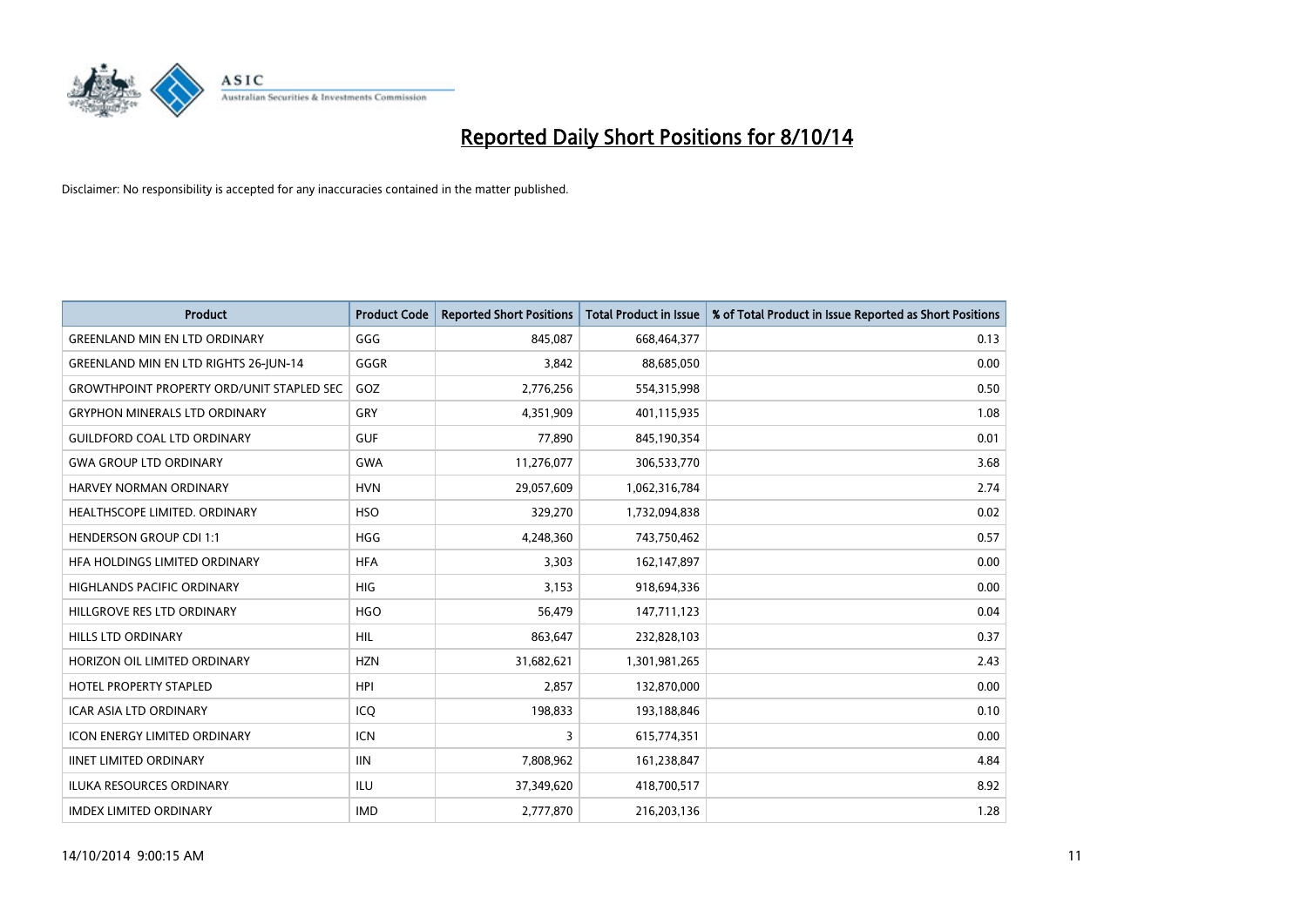# Reported Daily Short Positions for 8/10/14

Disclaimer: No responsibility is accepted for any inaccuracies contained in the matter published.

| Product | Product Code | Reported Short Positions | Total Product in Issue | % of Total Product in Issue Reported as Short Positions |
|---|---|---|---|---|
| GREENLAND MIN EN LTD ORDINARY | GGG | 845,087 | 668,464,377 | 0.13 |
| GREENLAND MIN EN LTD RIGHTS 26-JUN-14 | GGGR | 3,842 | 88,685,050 | 0.00 |
| GROWTHPOINT PROPERTY ORD/UNIT STAPLED SEC | GOZ | 2,776,256 | 554,315,998 | 0.50 |
| GRYPHON MINERALS LTD ORDINARY | GRY | 4,351,909 | 401,115,935 | 1.08 |
| GUILDFORD COAL LTD ORDINARY | GUF | 77,890 | 845,190,354 | 0.01 |
| GWA GROUP LTD ORDINARY | GWA | 11,276,077 | 306,533,770 | 3.68 |
| HARVEY NORMAN ORDINARY | HVN | 29,057,609 | 1,062,316,784 | 2.74 |
| HEALTHSCOPE LIMITED. ORDINARY | HSO | 329,270 | 1,732,094,838 | 0.02 |
| HENDERSON GROUP CDI 1:1 | HGG | 4,248,360 | 743,750,462 | 0.57 |
| HFA HOLDINGS LIMITED ORDINARY | HFA | 3,303 | 162,147,897 | 0.00 |
| HIGHLANDS PACIFIC ORDINARY | HIG | 3,153 | 918,694,336 | 0.00 |
| HILLGROVE RES LTD ORDINARY | HGO | 56,479 | 147,711,123 | 0.04 |
| HILLS LTD ORDINARY | HIL | 863,647 | 232,828,103 | 0.37 |
| HORIZON OIL LIMITED ORDINARY | HZN | 31,682,621 | 1,301,981,265 | 2.43 |
| HOTEL PROPERTY STAPLED | HPI | 2,857 | 132,870,000 | 0.00 |
| ICAR ASIA LTD ORDINARY | ICQ | 198,833 | 193,188,846 | 0.10 |
| ICON ENERGY LIMITED ORDINARY | ICN | 3 | 615,774,351 | 0.00 |
| IINET LIMITED ORDINARY | IIN | 7,808,962 | 161,238,847 | 4.84 |
| ILUKA RESOURCES ORDINARY | ILU | 37,349,620 | 418,700,517 | 8.92 |
| IMDEX LIMITED ORDINARY | IMD | 2,777,870 | 216,203,136 | 1.28 |

14/10/2014 9:00:15 AM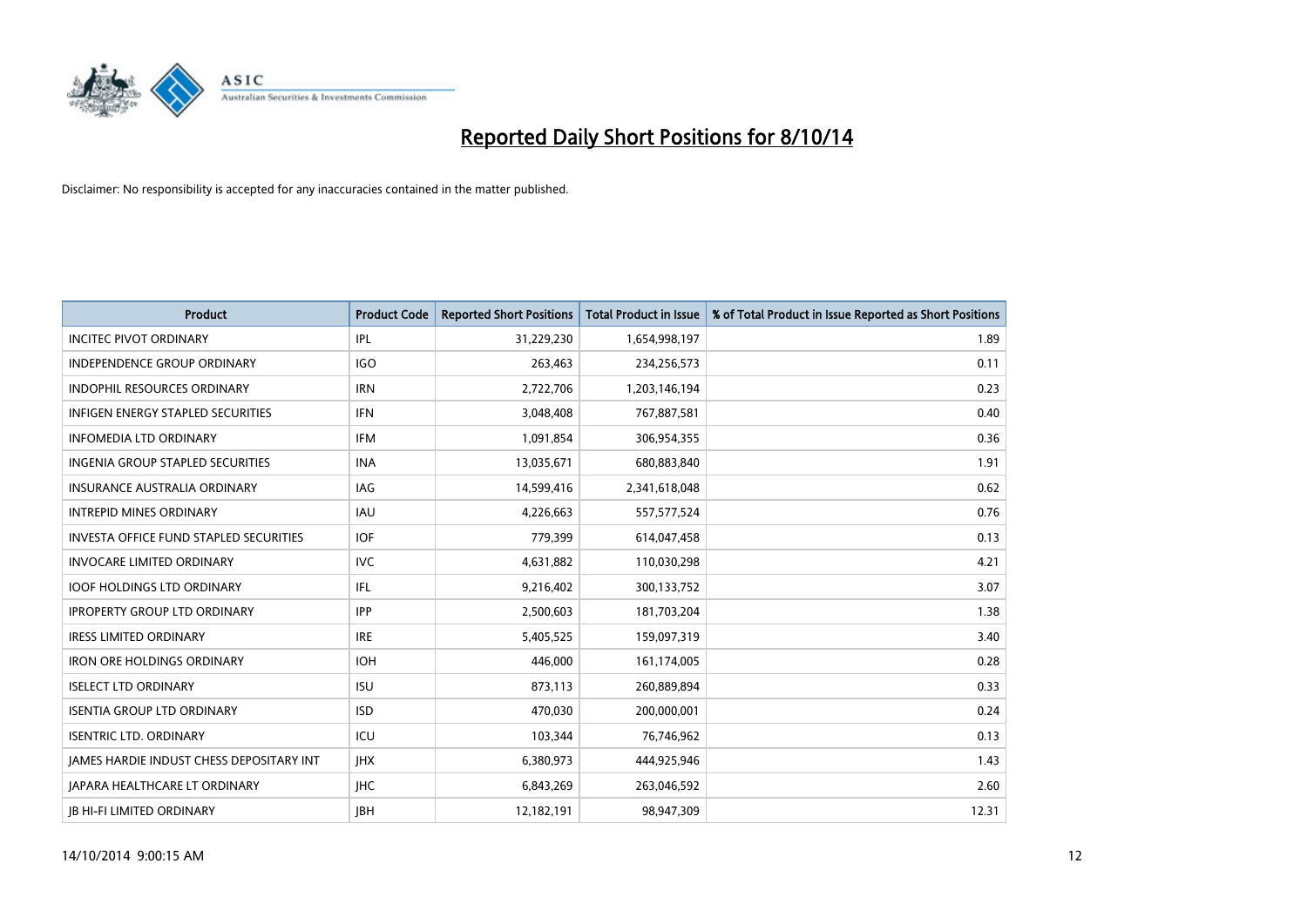# Reported Daily Short Positions for 8/10/14

Disclaimer: No responsibility is accepted for any inaccuracies contained in the matter published.

| Product | Product Code | Reported Short Positions | Total Product in Issue | % of Total Product in Issue Reported as Short Positions |
|---|---|---|---|---|
| INCITEC PIVOT ORDINARY | IPL | 31,229,230 | 1,654,998,197 | 1.89 |
| INDEPENDENCE GROUP ORDINARY | IGO | 263,463 | 234,256,573 | 0.11 |
| INDOPHIL RESOURCES ORDINARY | IRN | 2,722,706 | 1,203,146,194 | 0.23 |
| INFIGEN ENERGY STAPLED SECURITIES | IFN | 3,048,408 | 767,887,581 | 0.40 |
| INFOMEDIA LTD ORDINARY | IFM | 1,091,854 | 306,954,355 | 0.36 |
| INGENIA GROUP STAPLED SECURITIES | INA | 13,035,671 | 680,883,840 | 1.91 |
| INSURANCE AUSTRALIA ORDINARY | IAG | 14,599,416 | 2,341,618,048 | 0.62 |
| INTREPID MINES ORDINARY | IAU | 4,226,663 | 557,577,524 | 0.76 |
| INVESTA OFFICE FUND STAPLED SECURITIES | IOF | 779,399 | 614,047,458 | 0.13 |
| INVOCARE LIMITED ORDINARY | IVC | 4,631,882 | 110,030,298 | 4.21 |
| IOOF HOLDINGS LTD ORDINARY | IFL | 9,216,402 | 300,133,752 | 3.07 |
| IPROPERTY GROUP LTD ORDINARY | IPP | 2,500,603 | 181,703,204 | 1.38 |
| IRESS LIMITED ORDINARY | IRE | 5,405,525 | 159,097,319 | 3.40 |
| IRON ORE HOLDINGS ORDINARY | IOH | 446,000 | 161,174,005 | 0.28 |
| ISELECT LTD ORDINARY | ISU | 873,113 | 260,889,894 | 0.33 |
| ISENTIA GROUP LTD ORDINARY | ISD | 470,030 | 200,000,001 | 0.24 |
| ISENTRIC LTD. ORDINARY | ICU | 103,344 | 76,746,962 | 0.13 |
| JAMES HARDIE INDUST CHESS DEPOSITARY INT | JHX | 6,380,973 | 444,925,946 | 1.43 |
| JAPARA HEALTHCARE LT ORDINARY | JHC | 6,843,269 | 263,046,592 | 2.60 |
| JB HI-FI LIMITED ORDINARY | JBH | 12,182,191 | 98,947,309 | 12.31 |

14/10/2014 9:00:15 AM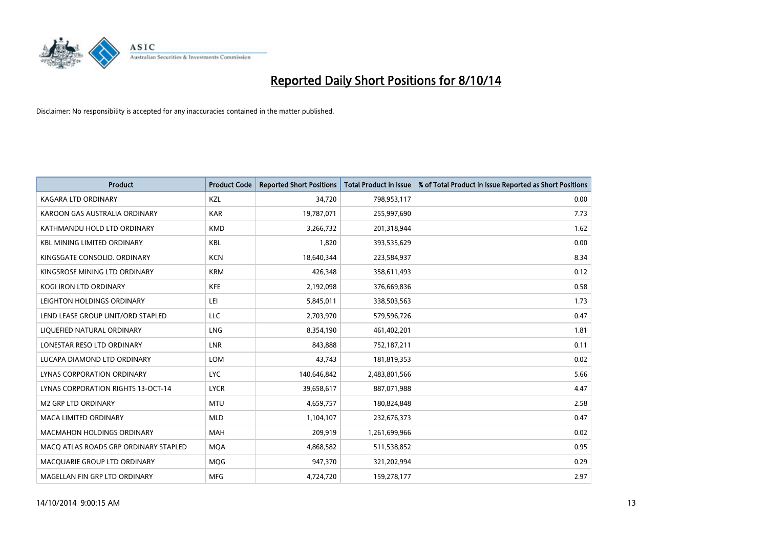# Reported Daily Short Positions for 8/10/14

Disclaimer: No responsibility is accepted for any inaccuracies contained in the matter published.

| Product | Product Code | Reported Short Positions | Total Product in Issue | % of Total Product in Issue Reported as Short Positions |
|---|---|---|---|---|
| KAGARA LTD ORDINARY | KZL | 34,720 | 798,953,117 | 0.00 |
| KAROON GAS AUSTRALIA ORDINARY | KAR | 19,787,071 | 255,997,690 | 7.73 |
| KATHMANDU HOLD LTD ORDINARY | KMD | 3,266,732 | 201,318,944 | 1.62 |
| KBL MINING LIMITED ORDINARY | KBL | 1,820 | 393,535,629 | 0.00 |
| KINGSGATE CONSOLID. ORDINARY | KCN | 18,640,344 | 223,584,937 | 8.34 |
| KINGSROSE MINING LTD ORDINARY | KRM | 426,348 | 358,611,493 | 0.12 |
| KOGI IRON LTD ORDINARY | KFE | 2,192,098 | 376,669,836 | 0.58 |
| LEIGHTON HOLDINGS ORDINARY | LEI | 5,845,011 | 338,503,563 | 1.73 |
| LEND LEASE GROUP UNIT/ORD STAPLED | LLC | 2,703,970 | 579,596,726 | 0.47 |
| LIQUEFIED NATURAL ORDINARY | LNG | 8,354,190 | 461,402,201 | 1.81 |
| LONESTAR RESO LTD ORDINARY | LNR | 843,888 | 752,187,211 | 0.11 |
| LUCAPA DIAMOND LTD ORDINARY | LOM | 43,743 | 181,819,353 | 0.02 |
| LYNAS CORPORATION ORDINARY | LYC | 140,646,842 | 2,483,801,566 | 5.66 |
| LYNAS CORPORATION RIGHTS 13-OCT-14 | LYCR | 39,658,617 | 887,071,988 | 4.47 |
| M2 GRP LTD ORDINARY | MTU | 4,659,757 | 180,824,848 | 2.58 |
| MACA LIMITED ORDINARY | MLD | 1,104,107 | 232,676,373 | 0.47 |
| MACMAHON HOLDINGS ORDINARY | MAH | 209,919 | 1,261,699,966 | 0.02 |
| MACQ ATLAS ROADS GRP ORDINARY STAPLED | MQA | 4,868,582 | 511,538,852 | 0.95 |
| MACQUARIE GROUP LTD ORDINARY | MQG | 947,370 | 321,202,994 | 0.29 |
| MAGELLAN FIN GRP LTD ORDINARY | MFG | 4,724,720 | 159,278,177 | 2.97 |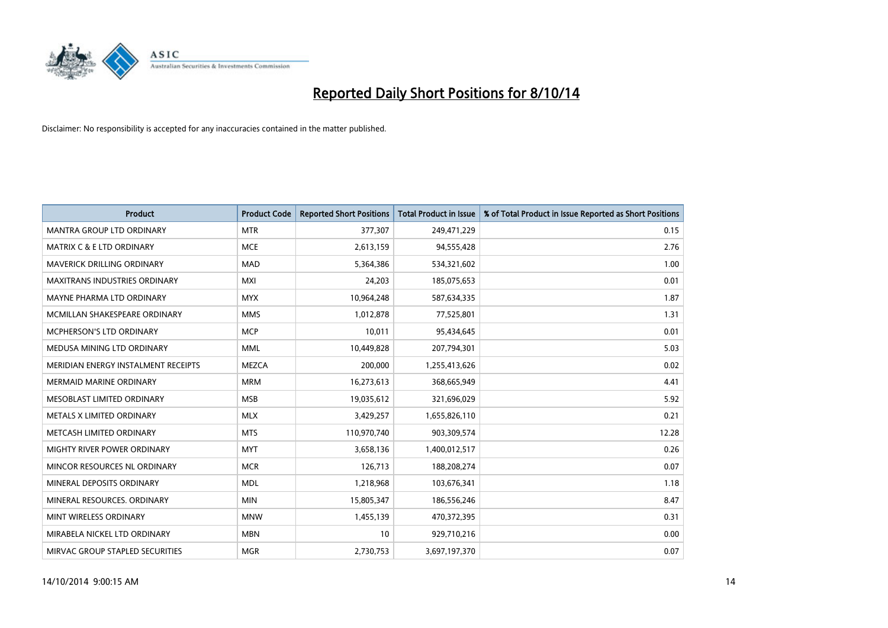# Reported Daily Short Positions for 8/10/14

Disclaimer: No responsibility is accepted for any inaccuracies contained in the matter published.

| Product | Product Code | Reported Short Positions | Total Product in Issue | % of Total Product in Issue Reported as Short Positions |
|---|---|---|---|---|
| MANTRA GROUP LTD ORDINARY | MTR | 377,307 | 249,471,229 | 0.15 |
| MATRIX C & E LTD ORDINARY | MCE | 2,613,159 | 94,555,428 | 2.76 |
| MAVERICK DRILLING ORDINARY | MAD | 5,364,386 | 534,321,602 | 1.00 |
| MAXITRANS INDUSTRIES ORDINARY | MXI | 24,203 | 185,075,653 | 0.01 |
| MAYNE PHARMA LTD ORDINARY | MYX | 10,964,248 | 587,634,335 | 1.87 |
| MCMILLAN SHAKESPEARE ORDINARY | MMS | 1,012,878 | 77,525,801 | 1.31 |
| MCPHERSON'S LTD ORDINARY | MCP | 10,011 | 95,434,645 | 0.01 |
| MEDUSA MINING LTD ORDINARY | MML | 10,449,828 | 207,794,301 | 5.03 |
| MERIDIAN ENERGY INSTALMENT RECEIPTS | MEZCA | 200,000 | 1,255,413,626 | 0.02 |
| MERMAID MARINE ORDINARY | MRM | 16,273,613 | 368,665,949 | 4.41 |
| MESOBLAST LIMITED ORDINARY | MSB | 19,035,612 | 321,696,029 | 5.92 |
| METALS X LIMITED ORDINARY | MLX | 3,429,257 | 1,655,826,110 | 0.21 |
| METCASH LIMITED ORDINARY | MTS | 110,970,740 | 903,309,574 | 12.28 |
| MIGHTY RIVER POWER ORDINARY | MYT | 3,658,136 | 1,400,012,517 | 0.26 |
| MINCOR RESOURCES NL ORDINARY | MCR | 126,713 | 188,208,274 | 0.07 |
| MINERAL DEPOSITS ORDINARY | MDL | 1,218,968 | 103,676,341 | 1.18 |
| MINERAL RESOURCES. ORDINARY | MIN | 15,805,347 | 186,556,246 | 8.47 |
| MINT WIRELESS ORDINARY | MNW | 1,455,139 | 470,372,395 | 0.31 |
| MIRABELA NICKEL LTD ORDINARY | MBN | 10 | 929,710,216 | 0.00 |
| MIRVAC GROUP STAPLED SECURITIES | MGR | 2,730,753 | 3,697,197,370 | 0.07 |

14/10/2014 9:00:15 AM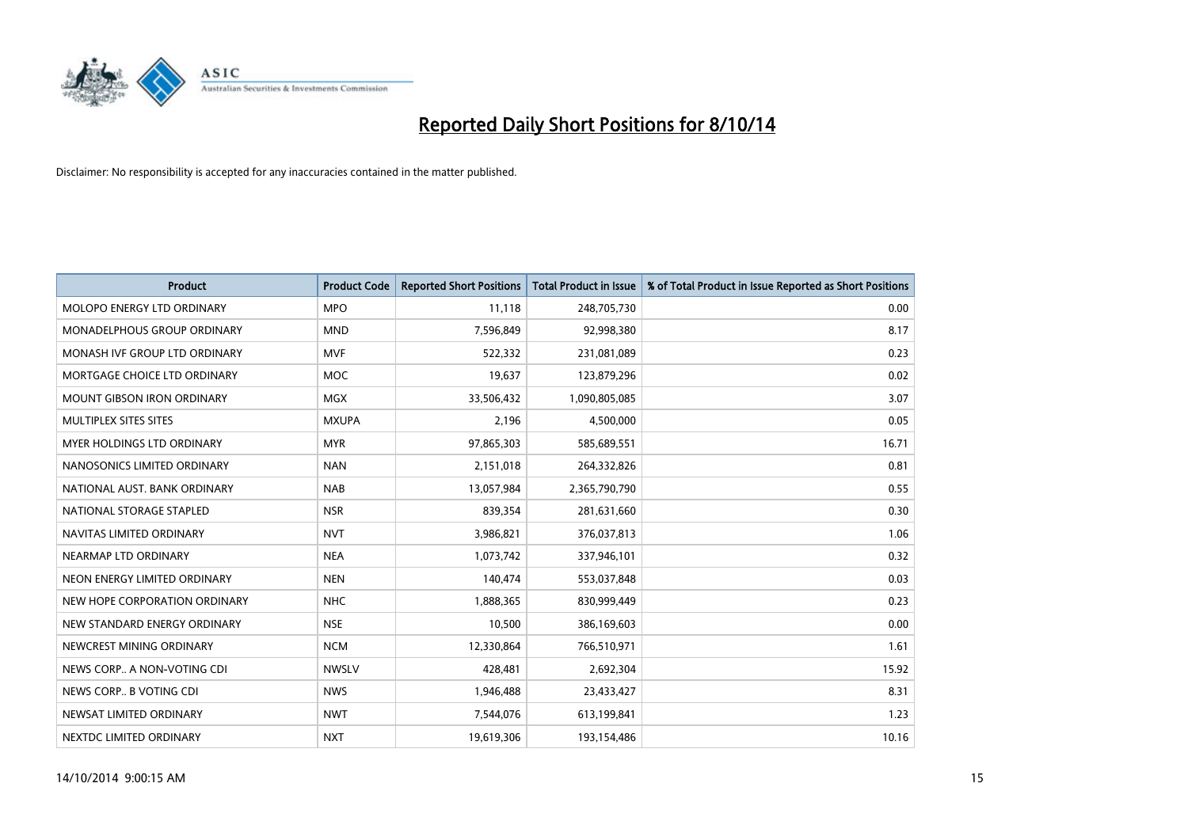# Reported Daily Short Positions for 8/10/14

Disclaimer: No responsibility is accepted for any inaccuracies contained in the matter published.

| Product | Product Code | Reported Short Positions | Total Product in Issue | % of Total Product in Issue Reported as Short Positions |
|---|---|---|---|---|
| MOLOPO ENERGY LTD ORDINARY | MPO | 11,118 | 248,705,730 | 0.00 |
| MONADELPHOUS GROUP ORDINARY | MND | 7,596,849 | 92,998,380 | 8.17 |
| MONASH IVF GROUP LTD ORDINARY | MVF | 522,332 | 231,081,089 | 0.23 |
| MORTGAGE CHOICE LTD ORDINARY | MOC | 19,637 | 123,879,296 | 0.02 |
| MOUNT GIBSON IRON ORDINARY | MGX | 33,506,432 | 1,090,805,085 | 3.07 |
| MULTIPLEX SITES SITES | MXUPA | 2,196 | 4,500,000 | 0.05 |
| MYER HOLDINGS LTD ORDINARY | MYR | 97,865,303 | 585,689,551 | 16.71 |
| NANOSONICS LIMITED ORDINARY | NAN | 2,151,018 | 264,332,826 | 0.81 |
| NATIONAL AUST. BANK ORDINARY | NAB | 13,057,984 | 2,365,790,790 | 0.55 |
| NATIONAL STORAGE STAPLED | NSR | 839,354 | 281,631,660 | 0.30 |
| NAVITAS LIMITED ORDINARY | NVT | 3,986,821 | 376,037,813 | 1.06 |
| NEARMAP LTD ORDINARY | NEA | 1,073,742 | 337,946,101 | 0.32 |
| NEON ENERGY LIMITED ORDINARY | NEN | 140,474 | 553,037,848 | 0.03 |
| NEW HOPE CORPORATION ORDINARY | NHC | 1,888,365 | 830,999,449 | 0.23 |
| NEW STANDARD ENERGY ORDINARY | NSE | 10,500 | 386,169,603 | 0.00 |
| NEWCREST MINING ORDINARY | NCM | 12,330,864 | 766,510,971 | 1.61 |
| NEWS CORP.. A NON-VOTING CDI | NWSLV | 428,481 | 2,692,304 | 15.92 |
| NEWS CORP.. B VOTING CDI | NWS | 1,946,488 | 23,433,427 | 8.31 |
| NEWSAT LIMITED ORDINARY | NWT | 7,544,076 | 613,199,841 | 1.23 |
| NEXTDC LIMITED ORDINARY | NXT | 19,619,306 | 193,154,486 | 10.16 |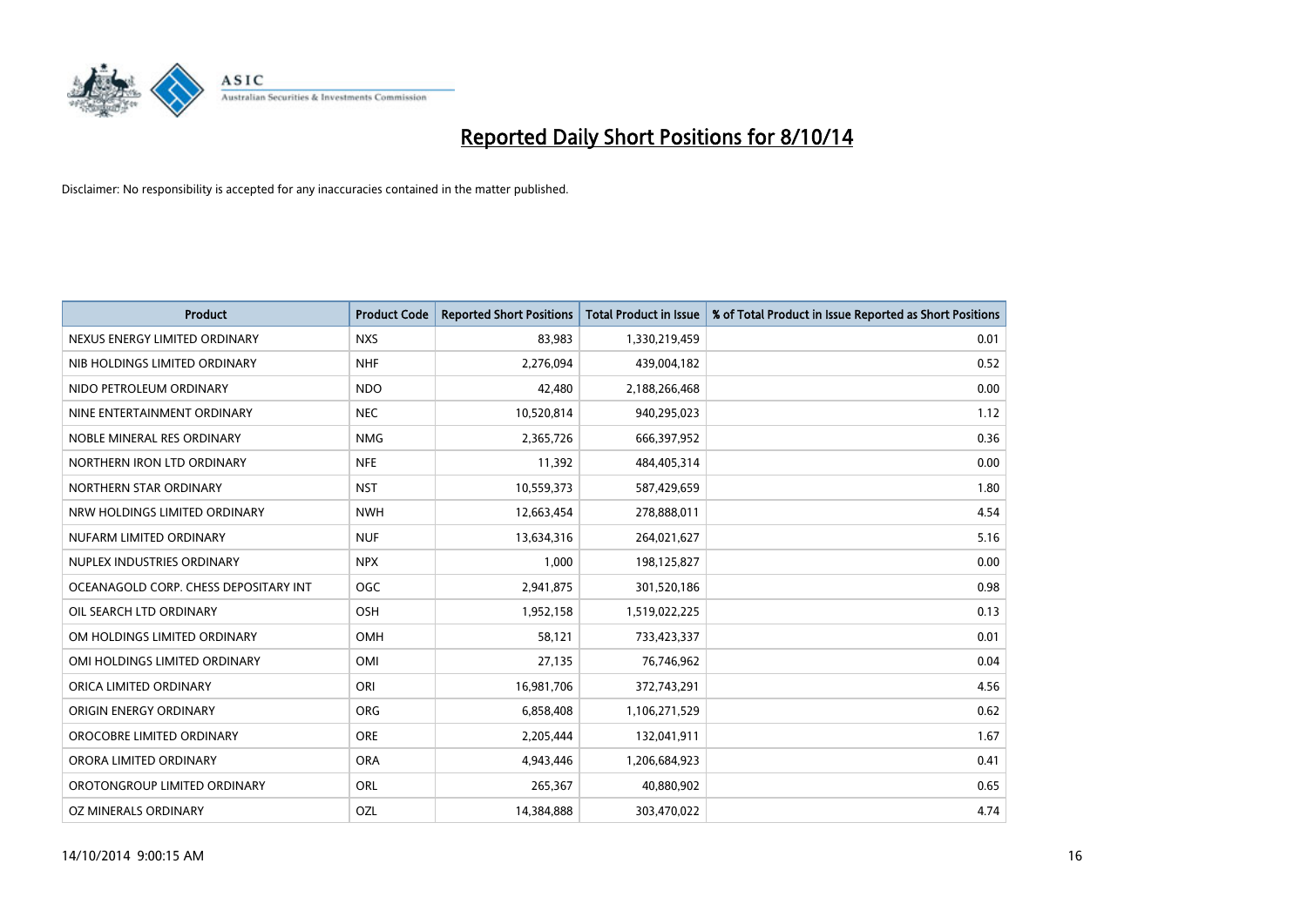# Reported Daily Short Positions for 8/10/14

Disclaimer: No responsibility is accepted for any inaccuracies contained in the matter published.

| Product | Product Code | Reported Short Positions | Total Product in Issue | % of Total Product in Issue Reported as Short Positions |
|---|---|---|---|---|
| NEXUS ENERGY LIMITED ORDINARY | NXS | 83,983 | 1,330,219,459 | 0.01 |
| NIB HOLDINGS LIMITED ORDINARY | NHF | 2,276,094 | 439,004,182 | 0.52 |
| NIDO PETROLEUM ORDINARY | NDO | 42,480 | 2,188,266,468 | 0.00 |
| NINE ENTERTAINMENT ORDINARY | NEC | 10,520,814 | 940,295,023 | 1.12 |
| NOBLE MINERAL RES ORDINARY | NMG | 2,365,726 | 666,397,952 | 0.36 |
| NORTHERN IRON LTD ORDINARY | NFE | 11,392 | 484,405,314 | 0.00 |
| NORTHERN STAR ORDINARY | NST | 10,559,373 | 587,429,659 | 1.80 |
| NRW HOLDINGS LIMITED ORDINARY | NWH | 12,663,454 | 278,888,011 | 4.54 |
| NUFARM LIMITED ORDINARY | NUF | 13,634,316 | 264,021,627 | 5.16 |
| NUPLEX INDUSTRIES ORDINARY | NPX | 1,000 | 198,125,827 | 0.00 |
| OCEANAGOLD CORP. CHESS DEPOSITARY INT | OGC | 2,941,875 | 301,520,186 | 0.98 |
| OIL SEARCH LTD ORDINARY | OSH | 1,952,158 | 1,519,022,225 | 0.13 |
| OM HOLDINGS LIMITED ORDINARY | OMH | 58,121 | 733,423,337 | 0.01 |
| OMI HOLDINGS LIMITED ORDINARY | OMI | 27,135 | 76,746,962 | 0.04 |
| ORICA LIMITED ORDINARY | ORI | 16,981,706 | 372,743,291 | 4.56 |
| ORIGIN ENERGY ORDINARY | ORG | 6,858,408 | 1,106,271,529 | 0.62 |
| OROCOBRE LIMITED ORDINARY | ORE | 2,205,444 | 132,041,911 | 1.67 |
| ORORA LIMITED ORDINARY | ORA | 4,943,446 | 1,206,684,923 | 0.41 |
| OROTONGROUP LIMITED ORDINARY | ORL | 265,367 | 40,880,902 | 0.65 |
| OZ MINERALS ORDINARY | OZL | 14,384,888 | 303,470,022 | 4.74 |

14/10/2014 9:00:15 AM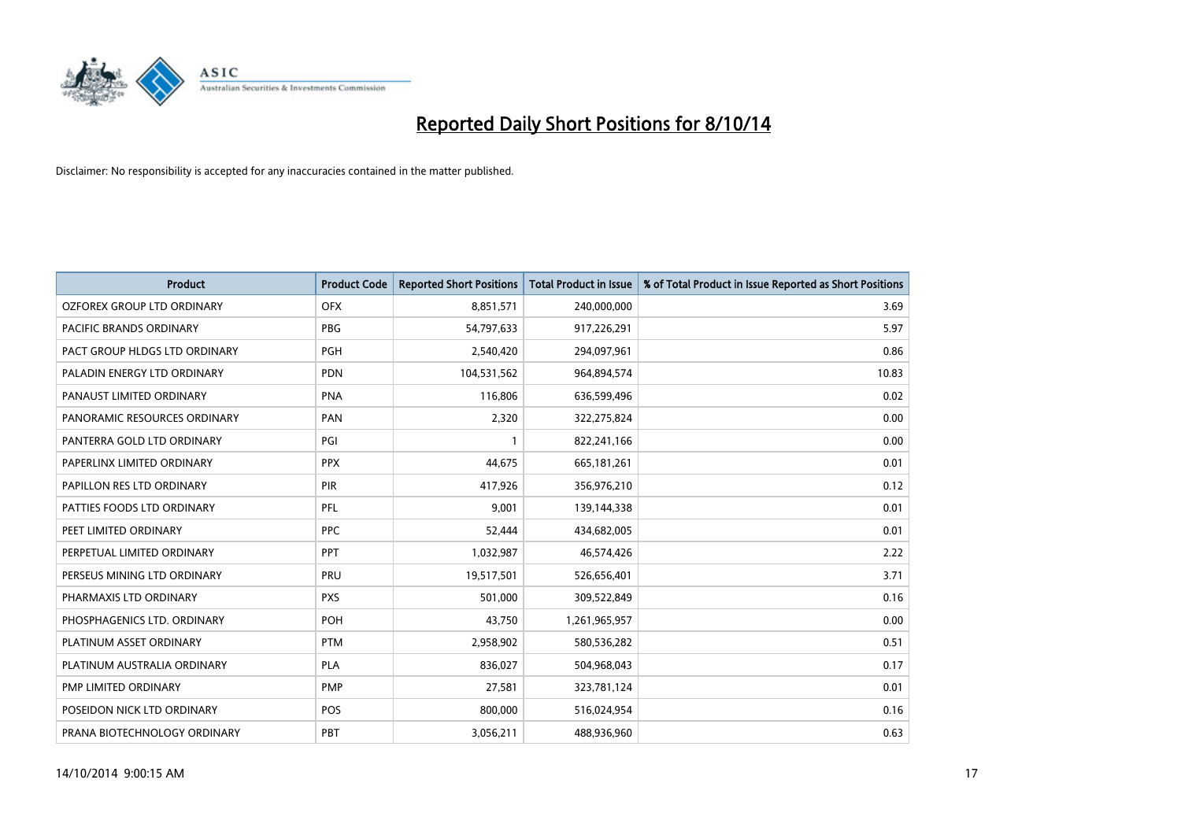# Reported Daily Short Positions for 8/10/14

Disclaimer: No responsibility is accepted for any inaccuracies contained in the matter published.

| Product | Product Code | Reported Short Positions | Total Product in Issue | % of Total Product in Issue Reported as Short Positions |
|---|---|---|---|---|
| OZFOREX GROUP LTD ORDINARY | OFX | 8,851,571 | 240,000,000 | 3.69 |
| PACIFIC BRANDS ORDINARY | PBG | 54,797,633 | 917,226,291 | 5.97 |
| PACT GROUP HLDGS LTD ORDINARY | PGH | 2,540,420 | 294,097,961 | 0.86 |
| PALADIN ENERGY LTD ORDINARY | PDN | 104,531,562 | 964,894,574 | 10.83 |
| PANAUST LIMITED ORDINARY | PNA | 116,806 | 636,599,496 | 0.02 |
| PANORAMIC RESOURCES ORDINARY | PAN | 2,320 | 322,275,824 | 0.00 |
| PANTERRA GOLD LTD ORDINARY | PGI | 1 | 822,241,166 | 0.00 |
| PAPERLINX LIMITED ORDINARY | PPX | 44,675 | 665,181,261 | 0.01 |
| PAPILLON RES LTD ORDINARY | PIR | 417,926 | 356,976,210 | 0.12 |
| PATTIES FOODS LTD ORDINARY | PFL | 9,001 | 139,144,338 | 0.01 |
| PEET LIMITED ORDINARY | PPC | 52,444 | 434,682,005 | 0.01 |
| PERPETUAL LIMITED ORDINARY | PPT | 1,032,987 | 46,574,426 | 2.22 |
| PERSEUS MINING LTD ORDINARY | PRU | 19,517,501 | 526,656,401 | 3.71 |
| PHARMAXIS LTD ORDINARY | PXS | 501,000 | 309,522,849 | 0.16 |
| PHOSPHAGENICS LTD. ORDINARY | POH | 43,750 | 1,261,965,957 | 0.00 |
| PLATINUM ASSET ORDINARY | PTM | 2,958,902 | 580,536,282 | 0.51 |
| PLATINUM AUSTRALIA ORDINARY | PLA | 836,027 | 504,968,043 | 0.17 |
| PMP LIMITED ORDINARY | PMP | 27,581 | 323,781,124 | 0.01 |
| POSEIDON NICK LTD ORDINARY | POS | 800,000 | 516,024,954 | 0.16 |
| PRANA BIOTECHNOLOGY ORDINARY | PBT | 3,056,211 | 488,936,960 | 0.63 |

14/10/2014 9:00:15 AM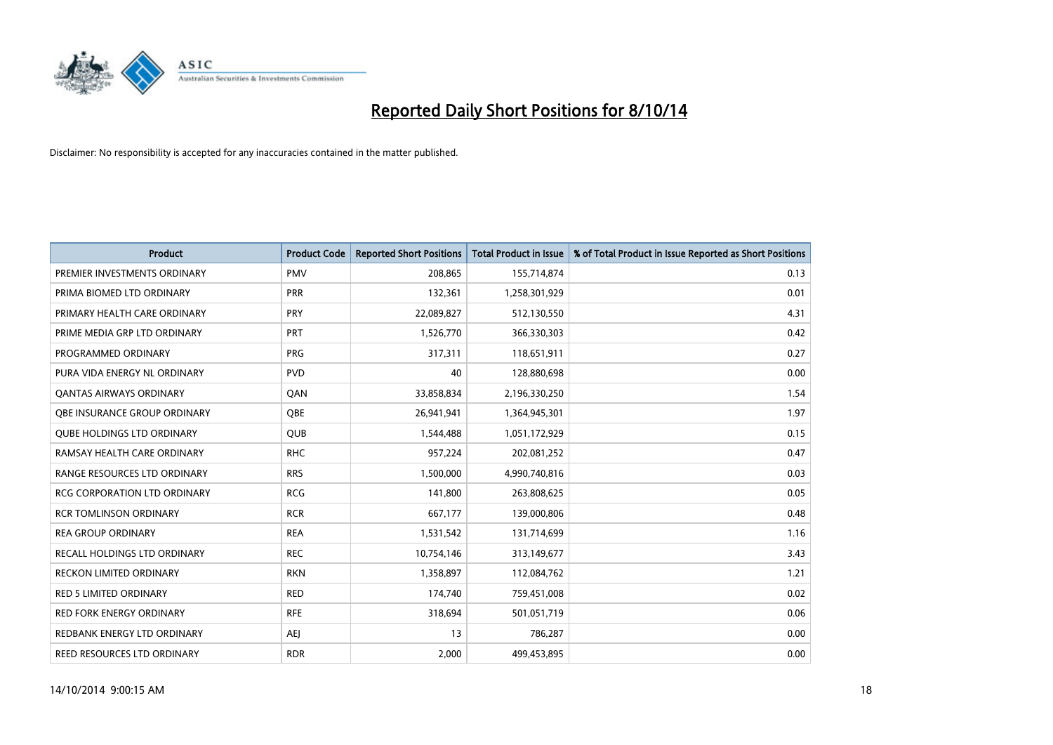# Reported Daily Short Positions for 8/10/14

Disclaimer: No responsibility is accepted for any inaccuracies contained in the matter published.

| Product | Product Code | Reported Short Positions | Total Product in Issue | % of Total Product in Issue Reported as Short Positions |
|---|---|---|---|---|
| PREMIER INVESTMENTS ORDINARY | PMV | 208,865 | 155,714,874 | 0.13 |
| PRIMA BIOMED LTD ORDINARY | PRR | 132,361 | 1,258,301,929 | 0.01 |
| PRIMARY HEALTH CARE ORDINARY | PRY | 22,089,827 | 512,130,550 | 4.31 |
| PRIME MEDIA GRP LTD ORDINARY | PRT | 1,526,770 | 366,330,303 | 0.42 |
| PROGRAMMED ORDINARY | PRG | 317,311 | 118,651,911 | 0.27 |
| PURA VIDA ENERGY NL ORDINARY | PVD | 40 | 128,880,698 | 0.00 |
| QANTAS AIRWAYS ORDINARY | QAN | 33,858,834 | 2,196,330,250 | 1.54 |
| QBE INSURANCE GROUP ORDINARY | QBE | 26,941,941 | 1,364,945,301 | 1.97 |
| QUBE HOLDINGS LTD ORDINARY | QUB | 1,544,488 | 1,051,172,929 | 0.15 |
| RAMSAY HEALTH CARE ORDINARY | RHC | 957,224 | 202,081,252 | 0.47 |
| RANGE RESOURCES LTD ORDINARY | RRS | 1,500,000 | 4,990,740,816 | 0.03 |
| RCG CORPORATION LTD ORDINARY | RCG | 141,800 | 263,808,625 | 0.05 |
| RCR TOMLINSON ORDINARY | RCR | 667,177 | 139,000,806 | 0.48 |
| REA GROUP ORDINARY | REA | 1,531,542 | 131,714,699 | 1.16 |
| RECALL HOLDINGS LTD ORDINARY | REC | 10,754,146 | 313,149,677 | 3.43 |
| RECKON LIMITED ORDINARY | RKN | 1,358,897 | 112,084,762 | 1.21 |
| RED 5 LIMITED ORDINARY | RED | 174,740 | 759,451,008 | 0.02 |
| RED FORK ENERGY ORDINARY | RFE | 318,694 | 501,051,719 | 0.06 |
| REDBANK ENERGY LTD ORDINARY | AEJ | 13 | 786,287 | 0.00 |
| REED RESOURCES LTD ORDINARY | RDR | 2,000 | 499,453,895 | 0.00 |

14/10/2014 9:00:15 AM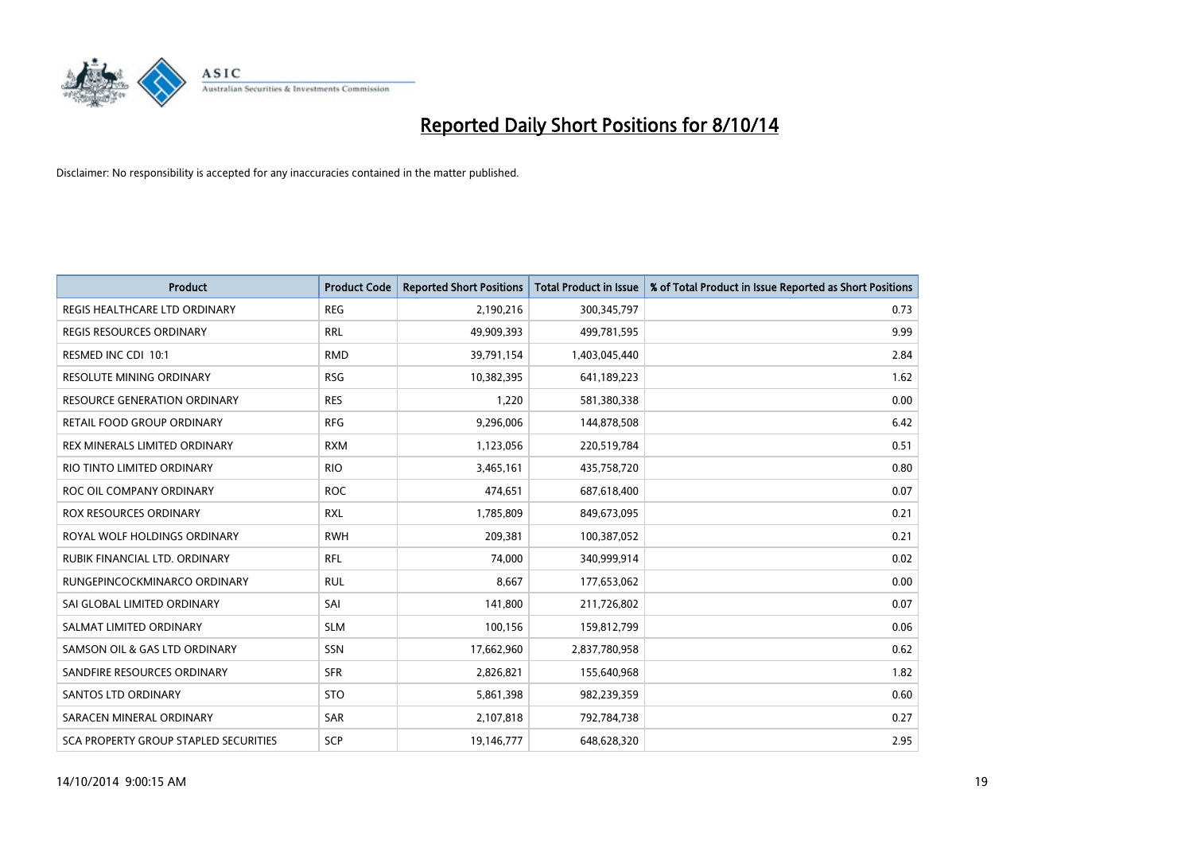# Reported Daily Short Positions for 8/10/14

Disclaimer: No responsibility is accepted for any inaccuracies contained in the matter published.

| Product | Product Code | Reported Short Positions | Total Product in Issue | % of Total Product in Issue Reported as Short Positions |
|---|---|---|---|---|
| REGIS HEALTHCARE LTD ORDINARY | REG | 2,190,216 | 300,345,797 | 0.73 |
| REGIS RESOURCES ORDINARY | RRL | 49,909,393 | 499,781,595 | 9.99 |
| RESMED INC CDI 10:1 | RMD | 39,791,154 | 1,403,045,440 | 2.84 |
| RESOLUTE MINING ORDINARY | RSG | 10,382,395 | 641,189,223 | 1.62 |
| RESOURCE GENERATION ORDINARY | RES | 1,220 | 581,380,338 | 0.00 |
| RETAIL FOOD GROUP ORDINARY | RFG | 9,296,006 | 144,878,508 | 6.42 |
| REX MINERALS LIMITED ORDINARY | RXM | 1,123,056 | 220,519,784 | 0.51 |
| RIO TINTO LIMITED ORDINARY | RIO | 3,465,161 | 435,758,720 | 0.80 |
| ROC OIL COMPANY ORDINARY | ROC | 474,651 | 687,618,400 | 0.07 |
| ROX RESOURCES ORDINARY | RXL | 1,785,809 | 849,673,095 | 0.21 |
| ROYAL WOLF HOLDINGS ORDINARY | RWH | 209,381 | 100,387,052 | 0.21 |
| RUBIK FINANCIAL LTD. ORDINARY | RFL | 74,000 | 340,999,914 | 0.02 |
| RUNGEPINCOCKMINARCO ORDINARY | RUL | 8,667 | 177,653,062 | 0.00 |
| SAI GLOBAL LIMITED ORDINARY | SAI | 141,800 | 211,726,802 | 0.07 |
| SALMAT LIMITED ORDINARY | SLM | 100,156 | 159,812,799 | 0.06 |
| SAMSON OIL & GAS LTD ORDINARY | SSN | 17,662,960 | 2,837,780,958 | 0.62 |
| SANDFIRE RESOURCES ORDINARY | SFR | 2,826,821 | 155,640,968 | 1.82 |
| SANTOS LTD ORDINARY | STO | 5,861,398 | 982,239,359 | 0.60 |
| SARACEN MINERAL ORDINARY | SAR | 2,107,818 | 792,784,738 | 0.27 |
| SCA PROPERTY GROUP STAPLED SECURITIES | SCP | 19,146,777 | 648,628,320 | 2.95 |

14/10/2014 9:00:15 AM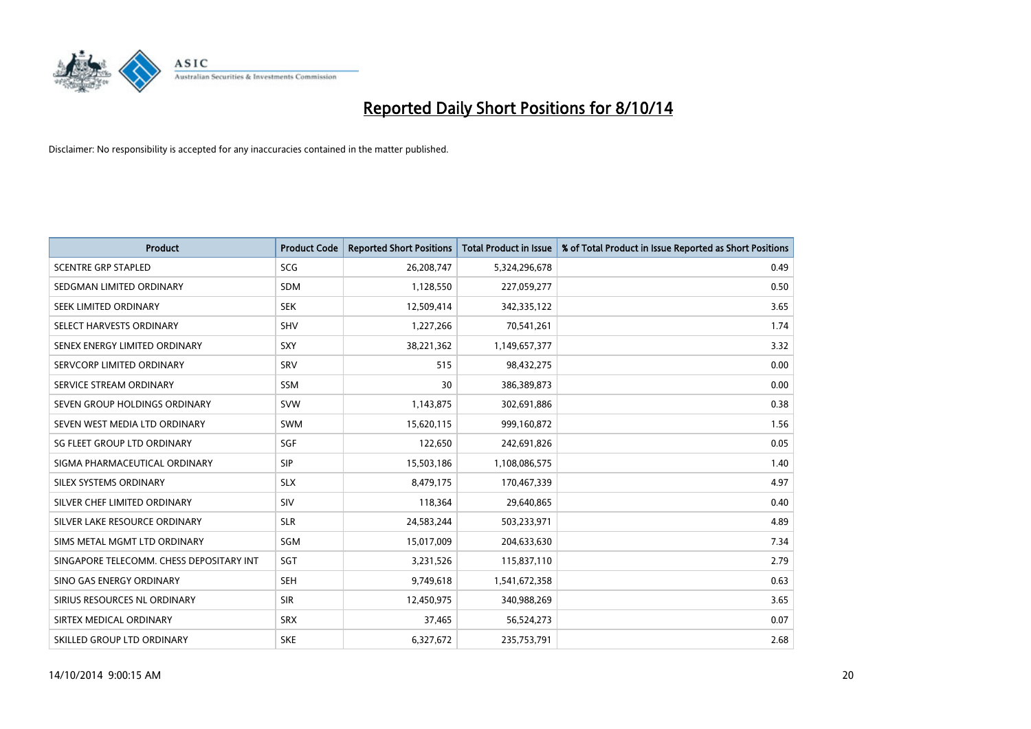# Reported Daily Short Positions for 8/10/14

Disclaimer: No responsibility is accepted for any inaccuracies contained in the matter published.

| Product | Product Code | Reported Short Positions | Total Product in Issue | % of Total Product in Issue Reported as Short Positions |
|---|---|---|---|---|
| SCENTRE GRP STAPLED | SCG | 26,208,747 | 5,324,296,678 | 0.49 |
| SEDGMAN LIMITED ORDINARY | SDM | 1,128,550 | 227,059,277 | 0.50 |
| SEEK LIMITED ORDINARY | SEK | 12,509,414 | 342,335,122 | 3.65 |
| SELECT HARVESTS ORDINARY | SHV | 1,227,266 | 70,541,261 | 1.74 |
| SENEX ENERGY LIMITED ORDINARY | SXY | 38,221,362 | 1,149,657,377 | 3.32 |
| SERVCORP LIMITED ORDINARY | SRV | 515 | 98,432,275 | 0.00 |
| SERVICE STREAM ORDINARY | SSM | 30 | 386,389,873 | 0.00 |
| SEVEN GROUP HOLDINGS ORDINARY | SVW | 1,143,875 | 302,691,886 | 0.38 |
| SEVEN WEST MEDIA LTD ORDINARY | SWM | 15,620,115 | 999,160,872 | 1.56 |
| SG FLEET GROUP LTD ORDINARY | SGF | 122,650 | 242,691,826 | 0.05 |
| SIGMA PHARMACEUTICAL ORDINARY | SIP | 15,503,186 | 1,108,086,575 | 1.40 |
| SILEX SYSTEMS ORDINARY | SLX | 8,479,175 | 170,467,339 | 4.97 |
| SILVER CHEF LIMITED ORDINARY | SIV | 118,364 | 29,640,865 | 0.40 |
| SILVER LAKE RESOURCE ORDINARY | SLR | 24,583,244 | 503,233,971 | 4.89 |
| SIMS METAL MGMT LTD ORDINARY | SGM | 15,017,009 | 204,633,630 | 7.34 |
| SINGAPORE TELECOMM. CHESS DEPOSITARY INT | SGT | 3,231,526 | 115,837,110 | 2.79 |
| SINO GAS ENERGY ORDINARY | SEH | 9,749,618 | 1,541,672,358 | 0.63 |
| SIRIUS RESOURCES NL ORDINARY | SIR | 12,450,975 | 340,988,269 | 3.65 |
| SIRTEX MEDICAL ORDINARY | SRX | 37,465 | 56,524,273 | 0.07 |
| SKILLED GROUP LTD ORDINARY | SKE | 6,327,672 | 235,753,791 | 2.68 |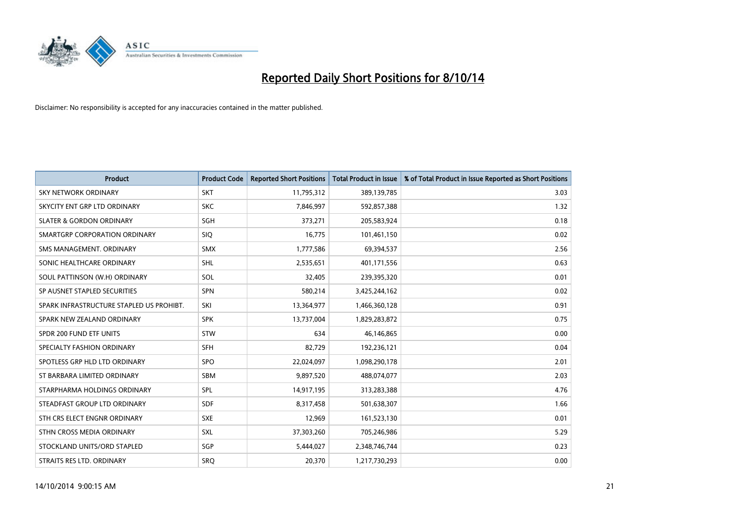# Reported Daily Short Positions for 8/10/14

Disclaimer: No responsibility is accepted for any inaccuracies contained in the matter published.

| Product | Product Code | Reported Short Positions | Total Product in Issue | % of Total Product in Issue Reported as Short Positions |
|---|---|---|---|---|
| SKY NETWORK ORDINARY | SKT | 11,795,312 | 389,139,785 | 3.03 |
| SKYCITY ENT GRP LTD ORDINARY | SKC | 7,846,997 | 592,857,388 | 1.32 |
| SLATER & GORDON ORDINARY | SGH | 373,271 | 205,583,924 | 0.18 |
| SMARTGRP CORPORATION ORDINARY | SIQ | 16,775 | 101,461,150 | 0.02 |
| SMS MANAGEMENT. ORDINARY | SMX | 1,777,586 | 69,394,537 | 2.56 |
| SONIC HEALTHCARE ORDINARY | SHL | 2,535,651 | 401,171,556 | 0.63 |
| SOUL PATTINSON (W.H) ORDINARY | SOL | 32,405 | 239,395,320 | 0.01 |
| SP AUSNET STAPLED SECURITIES | SPN | 580,214 | 3,425,244,162 | 0.02 |
| SPARK INFRASTRUCTURE STAPLED US PROHIBT. | SKI | 13,364,977 | 1,466,360,128 | 0.91 |
| SPARK NEW ZEALAND ORDINARY | SPK | 13,737,004 | 1,829,283,872 | 0.75 |
| SPDR 200 FUND ETF UNITS | STW | 634 | 46,146,865 | 0.00 |
| SPECIALTY FASHION ORDINARY | SFH | 82,729 | 192,236,121 | 0.04 |
| SPOTLESS GRP HLD LTD ORDINARY | SPO | 22,024,097 | 1,098,290,178 | 2.01 |
| ST BARBARA LIMITED ORDINARY | SBM | 9,897,520 | 488,074,077 | 2.03 |
| STARPHARMA HOLDINGS ORDINARY | SPL | 14,917,195 | 313,283,388 | 4.76 |
| STEADFAST GROUP LTD ORDINARY | SDF | 8,317,458 | 501,638,307 | 1.66 |
| STH CRS ELECT ENGNR ORDINARY | SXE | 12,969 | 161,523,130 | 0.01 |
| STHN CROSS MEDIA ORDINARY | SXL | 37,303,260 | 705,246,986 | 5.29 |
| STOCKLAND UNITS/ORD STAPLED | SGP | 5,444,027 | 2,348,746,744 | 0.23 |
| STRAITS RES LTD. ORDINARY | SRQ | 20,370 | 1,217,730,293 | 0.00 |

14/10/2014 9:00:15 AM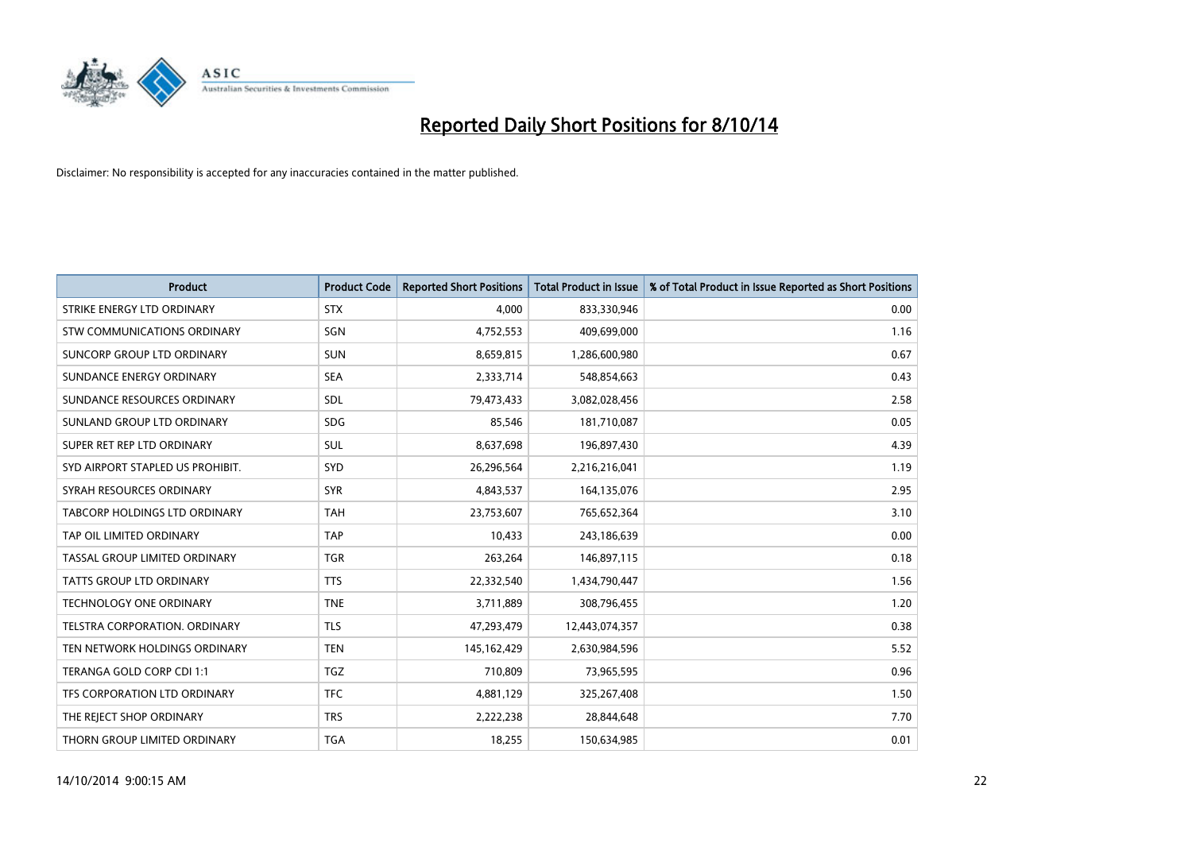# Reported Daily Short Positions for 8/10/14

Disclaimer: No responsibility is accepted for any inaccuracies contained in the matter published.

| Product | Product Code | Reported Short Positions | Total Product in Issue | % of Total Product in Issue Reported as Short Positions |
|---|---|---|---|---|
| STRIKE ENERGY LTD ORDINARY | STX | 4,000 | 833,330,946 | 0.00 |
| STW COMMUNICATIONS ORDINARY | SGN | 4,752,553 | 409,699,000 | 1.16 |
| SUNCORP GROUP LTD ORDINARY | SUN | 8,659,815 | 1,286,600,980 | 0.67 |
| SUNDANCE ENERGY ORDINARY | SEA | 2,333,714 | 548,854,663 | 0.43 |
| SUNDANCE RESOURCES ORDINARY | SDL | 79,473,433 | 3,082,028,456 | 2.58 |
| SUNLAND GROUP LTD ORDINARY | SDG | 85,546 | 181,710,087 | 0.05 |
| SUPER RET REP LTD ORDINARY | SUL | 8,637,698 | 196,897,430 | 4.39 |
| SYD AIRPORT STAPLED US PROHIBIT. | SYD | 26,296,564 | 2,216,216,041 | 1.19 |
| SYRAH RESOURCES ORDINARY | SYR | 4,843,537 | 164,135,076 | 2.95 |
| TABCORP HOLDINGS LTD ORDINARY | TAH | 23,753,607 | 765,652,364 | 3.10 |
| TAP OIL LIMITED ORDINARY | TAP | 10,433 | 243,186,639 | 0.00 |
| TASSAL GROUP LIMITED ORDINARY | TGR | 263,264 | 146,897,115 | 0.18 |
| TATTS GROUP LTD ORDINARY | TTS | 22,332,540 | 1,434,790,447 | 1.56 |
| TECHNOLOGY ONE ORDINARY | TNE | 3,711,889 | 308,796,455 | 1.20 |
| TELSTRA CORPORATION. ORDINARY | TLS | 47,293,479 | 12,443,074,357 | 0.38 |
| TEN NETWORK HOLDINGS ORDINARY | TEN | 145,162,429 | 2,630,984,596 | 5.52 |
| TERANGA GOLD CORP CDI 1:1 | TGZ | 710,809 | 73,965,595 | 0.96 |
| TFS CORPORATION LTD ORDINARY | TFC | 4,881,129 | 325,267,408 | 1.50 |
| THE REJECT SHOP ORDINARY | TRS | 2,222,238 | 28,844,648 | 7.70 |
| THORN GROUP LIMITED ORDINARY | TGA | 18,255 | 150,634,985 | 0.01 |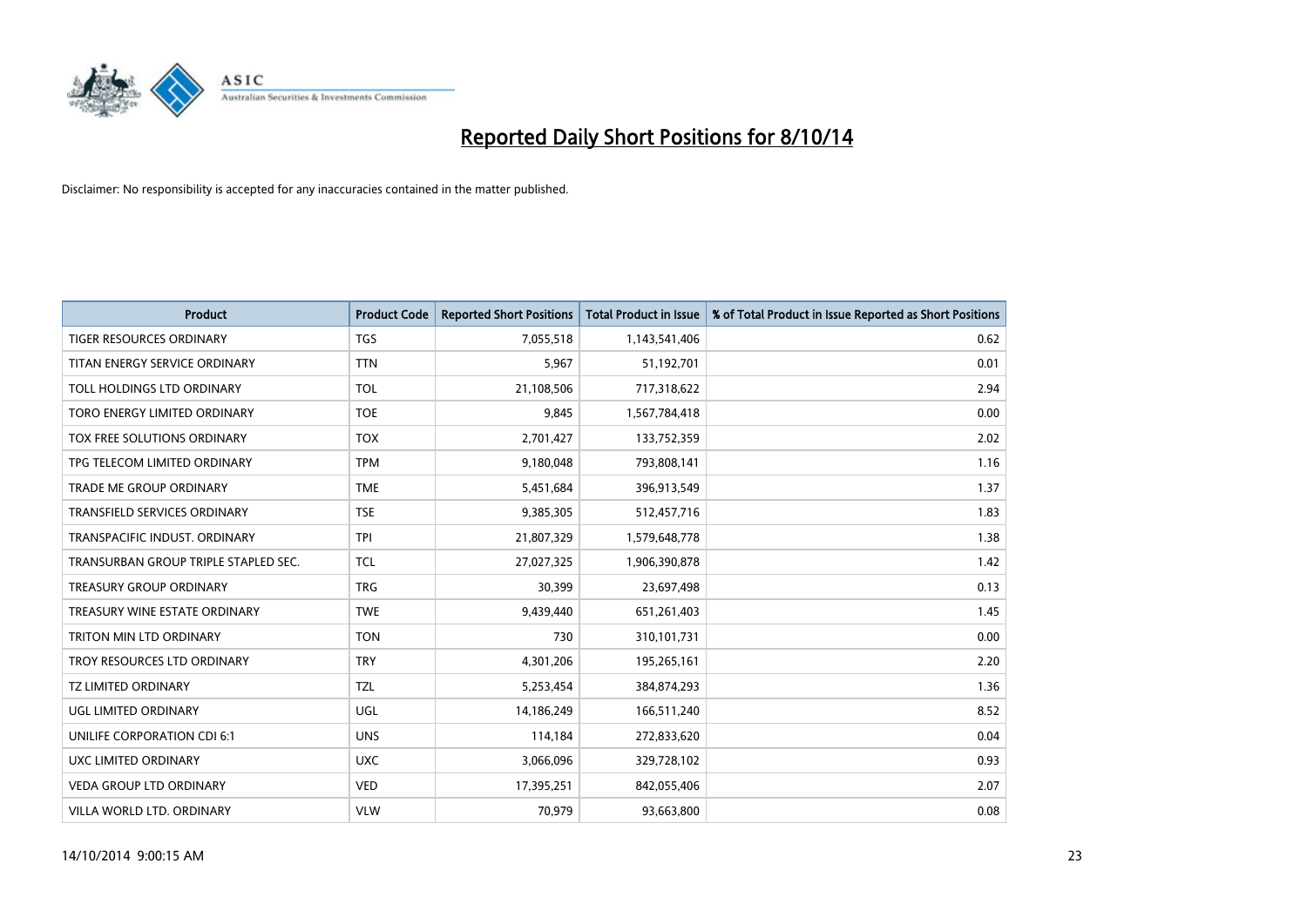# Reported Daily Short Positions for 8/10/14

Disclaimer: No responsibility is accepted for any inaccuracies contained in the matter published.

| Product | Product Code | Reported Short Positions | Total Product in Issue | % of Total Product in Issue Reported as Short Positions |
|---|---|---|---|---|
| TIGER RESOURCES ORDINARY | TGS | 7,055,518 | 1,143,541,406 | 0.62 |
| TITAN ENERGY SERVICE ORDINARY | TTN | 5,967 | 51,192,701 | 0.01 |
| TOLL HOLDINGS LTD ORDINARY | TOL | 21,108,506 | 717,318,622 | 2.94 |
| TORO ENERGY LIMITED ORDINARY | TOE | 9,845 | 1,567,784,418 | 0.00 |
| TOX FREE SOLUTIONS ORDINARY | TOX | 2,701,427 | 133,752,359 | 2.02 |
| TPG TELECOM LIMITED ORDINARY | TPM | 9,180,048 | 793,808,141 | 1.16 |
| TRADE ME GROUP ORDINARY | TME | 5,451,684 | 396,913,549 | 1.37 |
| TRANSFIELD SERVICES ORDINARY | TSE | 9,385,305 | 512,457,716 | 1.83 |
| TRANSPACIFIC INDUST. ORDINARY | TPI | 21,807,329 | 1,579,648,778 | 1.38 |
| TRANSURBAN GROUP TRIPLE STAPLED SEC. | TCL | 27,027,325 | 1,906,390,878 | 1.42 |
| TREASURY GROUP ORDINARY | TRG | 30,399 | 23,697,498 | 0.13 |
| TREASURY WINE ESTATE ORDINARY | TWE | 9,439,440 | 651,261,403 | 1.45 |
| TRITON MIN LTD ORDINARY | TON | 730 | 310,101,731 | 0.00 |
| TROY RESOURCES LTD ORDINARY | TRY | 4,301,206 | 195,265,161 | 2.20 |
| TZ LIMITED ORDINARY | TZL | 5,253,454 | 384,874,293 | 1.36 |
| UGL LIMITED ORDINARY | UGL | 14,186,249 | 166,511,240 | 8.52 |
| UNILIFE CORPORATION CDI 6:1 | UNS | 114,184 | 272,833,620 | 0.04 |
| UXC LIMITED ORDINARY | UXC | 3,066,096 | 329,728,102 | 0.93 |
| VEDA GROUP LTD ORDINARY | VED | 17,395,251 | 842,055,406 | 2.07 |
| VILLA WORLD LTD. ORDINARY | VLW | 70,979 | 93,663,800 | 0.08 |

14/10/2014 9:00:15 AM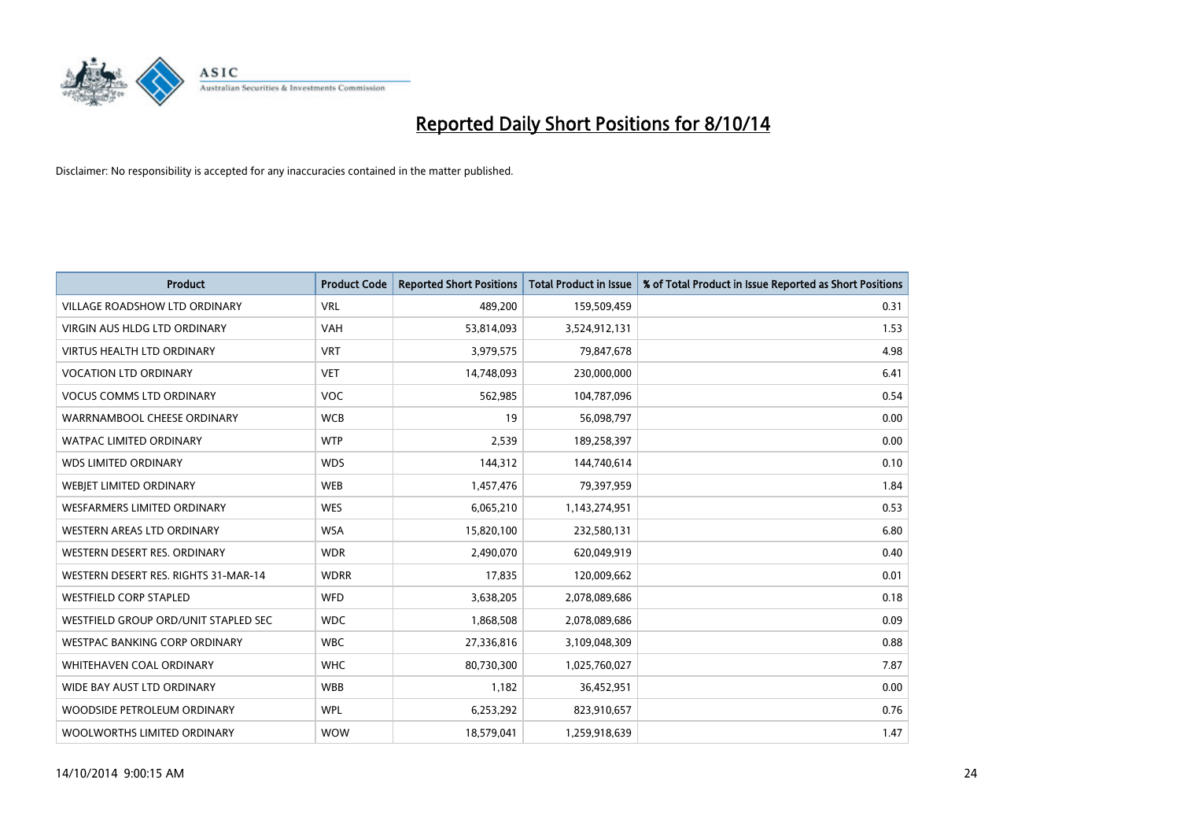# Reported Daily Short Positions for 8/10/14

Disclaimer: No responsibility is accepted for any inaccuracies contained in the matter published.

| Product | Product Code | Reported Short Positions | Total Product in Issue | % of Total Product in Issue Reported as Short Positions |
|---|---|---|---|---|
| VILLAGE ROADSHOW LTD ORDINARY | VRL | 489,200 | 159,509,459 | 0.31 |
| VIRGIN AUS HLDG LTD ORDINARY | VAH | 53,814,093 | 3,524,912,131 | 1.53 |
| VIRTUS HEALTH LTD ORDINARY | VRT | 3,979,575 | 79,847,678 | 4.98 |
| VOCATION LTD ORDINARY | VET | 14,748,093 | 230,000,000 | 6.41 |
| VOCUS COMMS LTD ORDINARY | VOC | 562,985 | 104,787,096 | 0.54 |
| WARRNAMBOOL CHEESE ORDINARY | WCB | 19 | 56,098,797 | 0.00 |
| WATPAC LIMITED ORDINARY | WTP | 2,539 | 189,258,397 | 0.00 |
| WDS LIMITED ORDINARY | WDS | 144,312 | 144,740,614 | 0.10 |
| WEBJET LIMITED ORDINARY | WEB | 1,457,476 | 79,397,959 | 1.84 |
| WESFARMERS LIMITED ORDINARY | WES | 6,065,210 | 1,143,274,951 | 0.53 |
| WESTERN AREAS LTD ORDINARY | WSA | 15,820,100 | 232,580,131 | 6.80 |
| WESTERN DESERT RES. ORDINARY | WDR | 2,490,070 | 620,049,919 | 0.40 |
| WESTERN DESERT RES. RIGHTS 31-MAR-14 | WDRR | 17,835 | 120,009,662 | 0.01 |
| WESTFIELD CORP STAPLED | WFD | 3,638,205 | 2,078,089,686 | 0.18 |
| WESTFIELD GROUP ORD/UNIT STAPLED SEC | WDC | 1,868,508 | 2,078,089,686 | 0.09 |
| WESTPAC BANKING CORP ORDINARY | WBC | 27,336,816 | 3,109,048,309 | 0.88 |
| WHITEHAVEN COAL ORDINARY | WHC | 80,730,300 | 1,025,760,027 | 7.87 |
| WIDE BAY AUST LTD ORDINARY | WBB | 1,182 | 36,452,951 | 0.00 |
| WOODSIDE PETROLEUM ORDINARY | WPL | 6,253,292 | 823,910,657 | 0.76 |
| WOOLWORTHS LIMITED ORDINARY | WOW | 18,579,041 | 1,259,918,639 | 1.47 |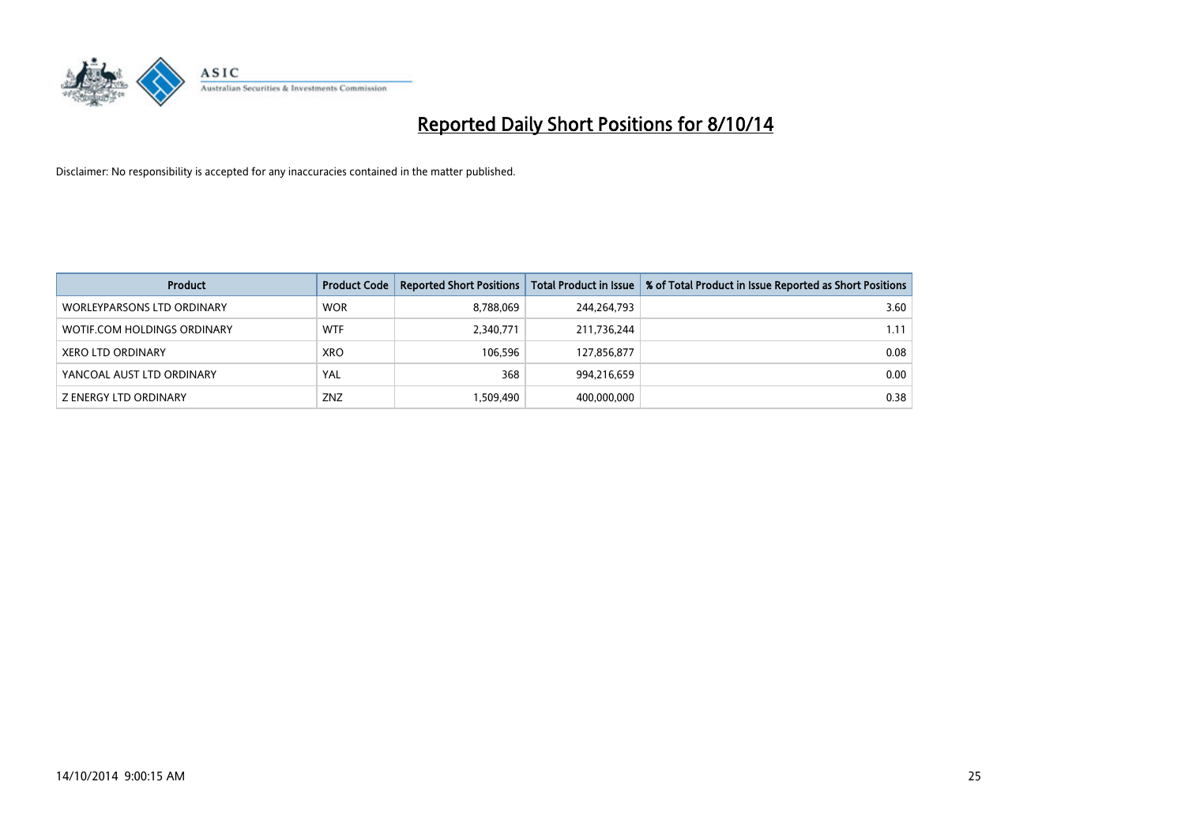# Reported Daily Short Positions for 8/10/14

Disclaimer: No responsibility is accepted for any inaccuracies contained in the matter published.

| Product | Product Code | Reported Short Positions | Total Product in Issue | % of Total Product in Issue Reported as Short Positions |
|---|---|---|---|---|
| WORLEYPARSONS LTD ORDINARY | WOR | 8,788,069 | 244,264,793 | 3.60 |
| WOTIF.COM HOLDINGS ORDINARY | WTF | 2,340,771 | 211,736,244 | 1.11 |
| XERO LTD ORDINARY | XRO | 106,596 | 127,856,877 | 0.08 |
| YANCOAL AUST LTD ORDINARY | YAL | 368 | 994,216,659 | 0.00 |
| Z ENERGY LTD ORDINARY | ZNZ | 1,509,490 | 400,000,000 | 0.38 |